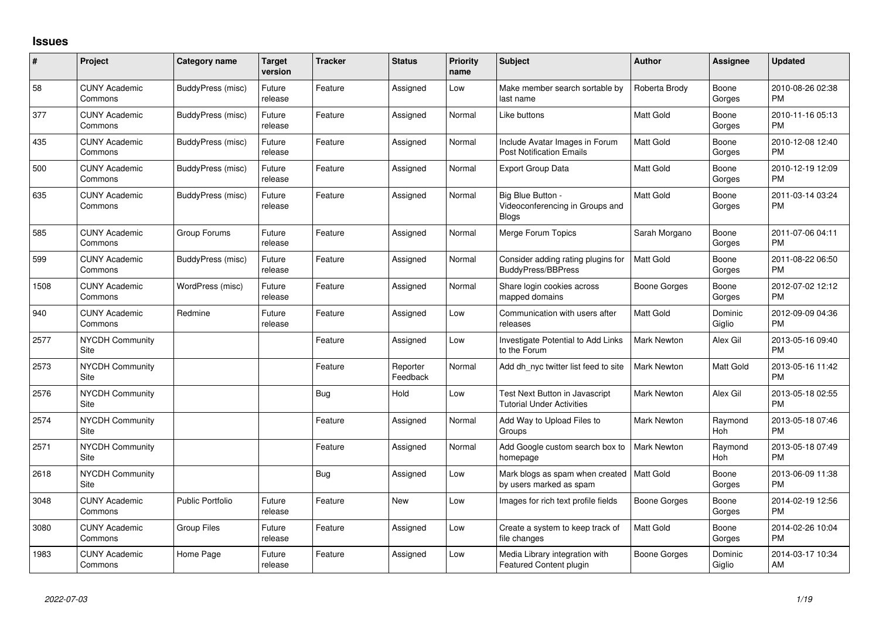## Issues

| # | Project | Category name | Target version | Tracker | Status | Priority name | Subject | Author | Assignee | Updated |
|---|---|---|---|---|---|---|---|---|---|---|
| 58 | CUNY Academic Commons | BuddyPress (misc) | Future release | Feature | Assigned | Low | Make member search sortable by last name | Roberta Brody | Boone Gorges | 2010-08-26 02:38 PM |
| 377 | CUNY Academic Commons | BuddyPress (misc) | Future release | Feature | Assigned | Normal | Like buttons | Matt Gold | Boone Gorges | 2010-11-16 05:13 PM |
| 435 | CUNY Academic Commons | BuddyPress (misc) | Future release | Feature | Assigned | Normal | Include Avatar Images in Forum Post Notification Emails | Matt Gold | Boone Gorges | 2010-12-08 12:40 PM |
| 500 | CUNY Academic Commons | BuddyPress (misc) | Future release | Feature | Assigned | Normal | Export Group Data | Matt Gold | Boone Gorges | 2010-12-19 12:09 PM |
| 635 | CUNY Academic Commons | BuddyPress (misc) | Future release | Feature | Assigned | Normal | Big Blue Button - Videoconferencing in Groups and Blogs | Matt Gold | Boone Gorges | 2011-03-14 03:24 PM |
| 585 | CUNY Academic Commons | Group Forums | Future release | Feature | Assigned | Normal | Merge Forum Topics | Sarah Morgano | Boone Gorges | 2011-07-06 04:11 PM |
| 599 | CUNY Academic Commons | BuddyPress (misc) | Future release | Feature | Assigned | Normal | Consider adding rating plugins for BuddyPress/BBPress | Matt Gold | Boone Gorges | 2011-08-22 06:50 PM |
| 1508 | CUNY Academic Commons | WordPress (misc) | Future release | Feature | Assigned | Normal | Share login cookies across mapped domains | Boone Gorges | Boone Gorges | 2012-07-02 12:12 PM |
| 940 | CUNY Academic Commons | Redmine | Future release | Feature | Assigned | Low | Communication with users after releases | Matt Gold | Dominic Giglio | 2012-09-09 04:36 PM |
| 2577 | NYCDH Community Site | | | Feature | Assigned | Low | Investigate Potential to Add Links to the Forum | Mark Newton | Alex Gil | 2013-05-16 09:40 PM |
| 2573 | NYCDH Community Site | | | Feature | Reporter Feedback | Normal | Add dh_nyc twitter list feed to site | Mark Newton | Matt Gold | 2013-05-16 11:42 PM |
| 2576 | NYCDH Community Site | | | Bug | Hold | Low | Test Next Button in Javascript Tutorial Under Activities | Mark Newton | Alex Gil | 2013-05-18 02:55 PM |
| 2574 | NYCDH Community Site | | | Feature | Assigned | Normal | Add Way to Upload Files to Groups | Mark Newton | Raymond Hoh | 2013-05-18 07:46 PM |
| 2571 | NYCDH Community Site | | | Feature | Assigned | Normal | Add Google custom search box to homepage | Mark Newton | Raymond Hoh | 2013-05-18 07:49 PM |
| 2618 | NYCDH Community Site | | | Bug | Assigned | Low | Mark blogs as spam when created by users marked as spam | Matt Gold | Boone Gorges | 2013-06-09 11:38 PM |
| 3048 | CUNY Academic Commons | Public Portfolio | Future release | Feature | New | Low | Images for rich text profile fields | Boone Gorges | Boone Gorges | 2014-02-19 12:56 PM |
| 3080 | CUNY Academic Commons | Group Files | Future release | Feature | Assigned | Low | Create a system to keep track of file changes | Matt Gold | Boone Gorges | 2014-02-26 10:04 PM |
| 1983 | CUNY Academic Commons | Home Page | Future release | Feature | Assigned | Low | Media Library integration with Featured Content plugin | Boone Gorges | Dominic Giglio | 2014-03-17 10:34 AM |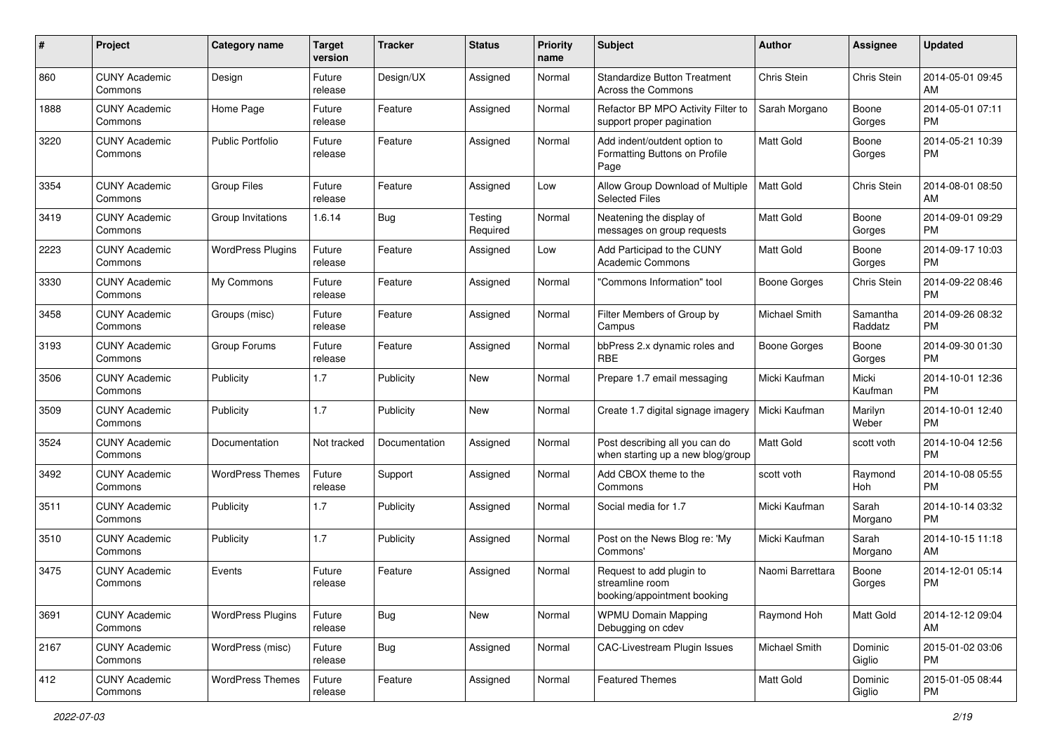| # | Project | Category name | Target version | Tracker | Status | Priority name | Subject | Author | Assignee | Updated |
|---|---|---|---|---|---|---|---|---|---|---|
| 860 | CUNY Academic Commons | Design | Future release | Design/UX | Assigned | Normal | Standardize Button Treatment Across the Commons | Chris Stein | Chris Stein | 2014-05-01 09:45 AM |
| 1888 | CUNY Academic Commons | Home Page | Future release | Feature | Assigned | Normal | Refactor BP MPO Activity Filter to support proper pagination | Sarah Morgano | Boone Gorges | 2014-05-01 07:11 PM |
| 3220 | CUNY Academic Commons | Public Portfolio | Future release | Feature | Assigned | Normal | Add indent/outdent option to Formatting Buttons on Profile Page | Matt Gold | Boone Gorges | 2014-05-21 10:39 PM |
| 3354 | CUNY Academic Commons | Group Files | Future release | Feature | Assigned | Low | Allow Group Download of Multiple Selected Files | Matt Gold | Chris Stein | 2014-08-01 08:50 AM |
| 3419 | CUNY Academic Commons | Group Invitations | 1.6.14 | Bug | Testing Required | Normal | Neatening the display of messages on group requests | Matt Gold | Boone Gorges | 2014-09-01 09:29 PM |
| 2223 | CUNY Academic Commons | WordPress Plugins | Future release | Feature | Assigned | Low | Add Participad to the CUNY Academic Commons | Matt Gold | Boone Gorges | 2014-09-17 10:03 PM |
| 3330 | CUNY Academic Commons | My Commons | Future release | Feature | Assigned | Normal | "Commons Information" tool | Boone Gorges | Chris Stein | 2014-09-22 08:46 PM |
| 3458 | CUNY Academic Commons | Groups (misc) | Future release | Feature | Assigned | Normal | Filter Members of Group by Campus | Michael Smith | Samantha Raddatz | 2014-09-26 08:32 PM |
| 3193 | CUNY Academic Commons | Group Forums | Future release | Feature | Assigned | Normal | bbPress 2.x dynamic roles and RBE | Boone Gorges | Boone Gorges | 2014-09-30 01:30 PM |
| 3506 | CUNY Academic Commons | Publicity | 1.7 | Publicity | New | Normal | Prepare 1.7 email messaging | Micki Kaufman | Micki Kaufman | 2014-10-01 12:36 PM |
| 3509 | CUNY Academic Commons | Publicity | 1.7 | Publicity | New | Normal | Create 1.7 digital signage imagery | Micki Kaufman | Marilyn Weber | 2014-10-01 12:40 PM |
| 3524 | CUNY Academic Commons | Documentation | Not tracked | Documentation | Assigned | Normal | Post describing all you can do when starting up a new blog/group | Matt Gold | scott voth | 2014-10-04 12:56 PM |
| 3492 | CUNY Academic Commons | WordPress Themes | Future release | Support | Assigned | Normal | Add CBOX theme to the Commons | scott voth | Raymond Hoh | 2014-10-08 05:55 PM |
| 3511 | CUNY Academic Commons | Publicity | 1.7 | Publicity | Assigned | Normal | Social media for 1.7 | Micki Kaufman | Sarah Morgano | 2014-10-14 03:32 PM |
| 3510 | CUNY Academic Commons | Publicity | 1.7 | Publicity | Assigned | Normal | Post on the News Blog re: 'My Commons' | Micki Kaufman | Sarah Morgano | 2014-10-15 11:18 AM |
| 3475 | CUNY Academic Commons | Events | Future release | Feature | Assigned | Normal | Request to add plugin to streamline room booking/appointment booking | Naomi Barrettara | Boone Gorges | 2014-12-01 05:14 PM |
| 3691 | CUNY Academic Commons | WordPress Plugins | Future release | Bug | New | Normal | WPMU Domain Mapping Debugging on cdev | Raymond Hoh | Matt Gold | 2014-12-12 09:04 AM |
| 2167 | CUNY Academic Commons | WordPress (misc) | Future release | Bug | Assigned | Normal | CAC-Livestream Plugin Issues | Michael Smith | Dominic Giglio | 2015-01-02 03:06 PM |
| 412 | CUNY Academic Commons | WordPress Themes | Future release | Feature | Assigned | Normal | Featured Themes | Matt Gold | Dominic Giglio | 2015-01-05 08:44 PM |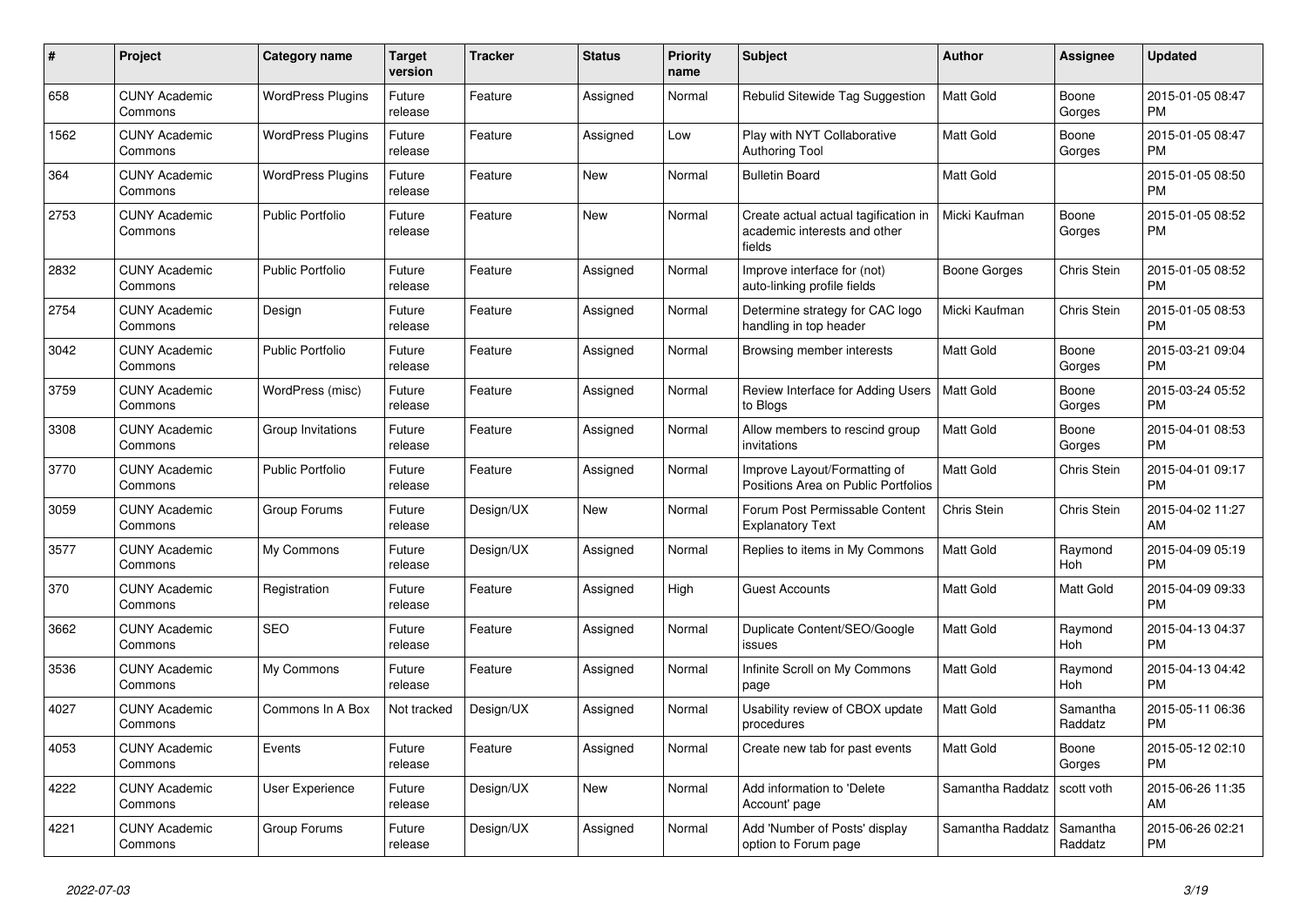| # | Project | Category name | Target version | Tracker | Status | Priority name | Subject | Author | Assignee | Updated |
|---|---|---|---|---|---|---|---|---|---|---|
| 658 | CUNY Academic Commons | WordPress Plugins | Future release | Feature | Assigned | Normal | Rebulid Sitewide Tag Suggestion | Matt Gold | Boone Gorges | 2015-01-05 08:47 PM |
| 1562 | CUNY Academic Commons | WordPress Plugins | Future release | Feature | Assigned | Low | Play with NYT Collaborative Authoring Tool | Matt Gold | Boone Gorges | 2015-01-05 08:47 PM |
| 364 | CUNY Academic Commons | WordPress Plugins | Future release | Feature | New | Normal | Bulletin Board | Matt Gold | | 2015-01-05 08:50 PM |
| 2753 | CUNY Academic Commons | Public Portfolio | Future release | Feature | New | Normal | Create actual actual tagification in academic interests and other fields | Micki Kaufman | Boone Gorges | 2015-01-05 08:52 PM |
| 2832 | CUNY Academic Commons | Public Portfolio | Future release | Feature | Assigned | Normal | Improve interface for (not) auto-linking profile fields | Boone Gorges | Chris Stein | 2015-01-05 08:52 PM |
| 2754 | CUNY Academic Commons | Design | Future release | Feature | Assigned | Normal | Determine strategy for CAC logo handling in top header | Micki Kaufman | Chris Stein | 2015-01-05 08:53 PM |
| 3042 | CUNY Academic Commons | Public Portfolio | Future release | Feature | Assigned | Normal | Browsing member interests | Matt Gold | Boone Gorges | 2015-03-21 09:04 PM |
| 3759 | CUNY Academic Commons | WordPress (misc) | Future release | Feature | Assigned | Normal | Review Interface for Adding Users to Blogs | Matt Gold | Boone Gorges | 2015-03-24 05:52 PM |
| 3308 | CUNY Academic Commons | Group Invitations | Future release | Feature | Assigned | Normal | Allow members to rescind group invitations | Matt Gold | Boone Gorges | 2015-04-01 08:53 PM |
| 3770 | CUNY Academic Commons | Public Portfolio | Future release | Feature | Assigned | Normal | Improve Layout/Formatting of Positions Area on Public Portfolios | Matt Gold | Chris Stein | 2015-04-01 09:17 PM |
| 3059 | CUNY Academic Commons | Group Forums | Future release | Design/UX | New | Normal | Forum Post Permissable Content Explanatory Text | Chris Stein | Chris Stein | 2015-04-02 11:27 AM |
| 3577 | CUNY Academic Commons | My Commons | Future release | Design/UX | Assigned | Normal | Replies to items in My Commons | Matt Gold | Raymond Hoh | 2015-04-09 05:19 PM |
| 370 | CUNY Academic Commons | Registration | Future release | Feature | Assigned | High | Guest Accounts | Matt Gold | Matt Gold | 2015-04-09 09:33 PM |
| 3662 | CUNY Academic Commons | SEO | Future release | Feature | Assigned | Normal | Duplicate Content/SEO/Google issues | Matt Gold | Raymond Hoh | 2015-04-13 04:37 PM |
| 3536 | CUNY Academic Commons | My Commons | Future release | Feature | Assigned | Normal | Infinite Scroll on My Commons page | Matt Gold | Raymond Hoh | 2015-04-13 04:42 PM |
| 4027 | CUNY Academic Commons | Commons In A Box | Not tracked | Design/UX | Assigned | Normal | Usability review of CBOX update procedures | Matt Gold | Samantha Raddatz | 2015-05-11 06:36 PM |
| 4053 | CUNY Academic Commons | Events | Future release | Feature | Assigned | Normal | Create new tab for past events | Matt Gold | Boone Gorges | 2015-05-12 02:10 PM |
| 4222 | CUNY Academic Commons | User Experience | Future release | Design/UX | New | Normal | Add information to 'Delete Account' page | Samantha Raddatz | scott voth | 2015-06-26 11:35 AM |
| 4221 | CUNY Academic Commons | Group Forums | Future release | Design/UX | Assigned | Normal | Add 'Number of Posts' display option to Forum page | Samantha Raddatz | Samantha Raddatz | 2015-06-26 02:21 PM |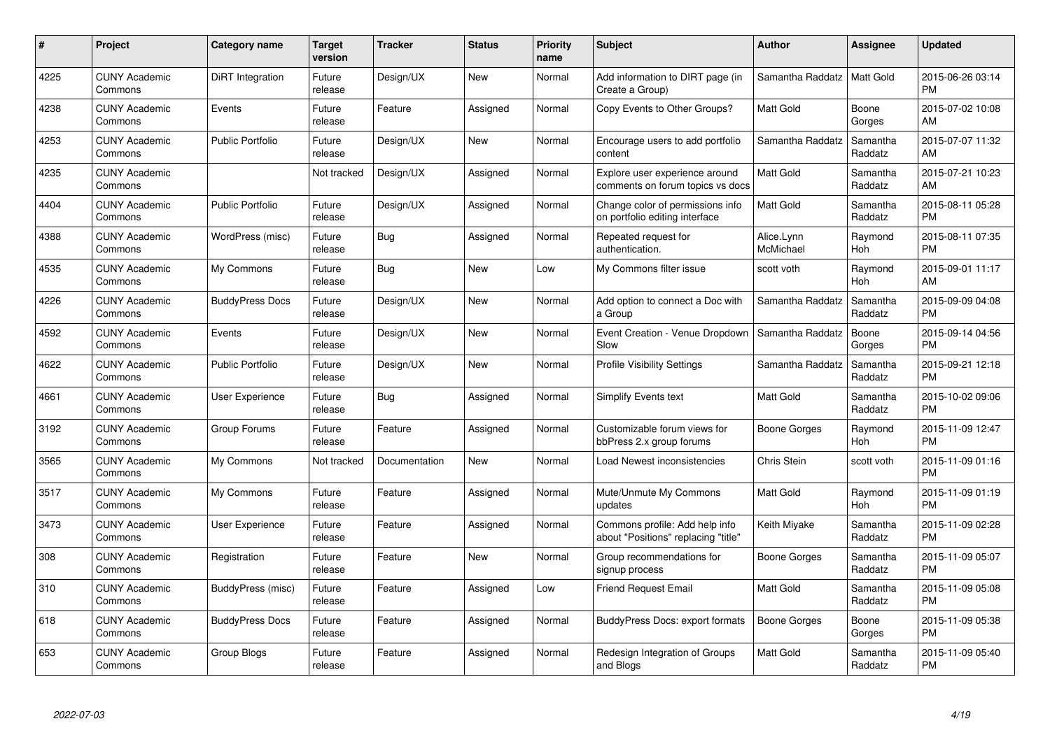| # | Project | Category name | Target version | Tracker | Status | Priority name | Subject | Author | Assignee | Updated |
|---|---|---|---|---|---|---|---|---|---|---|
| 4225 | CUNY Academic Commons | DiRT Integration | Future release | Design/UX | New | Normal | Add information to DIRT page (in Create a Group) | Samantha Raddatz | Matt Gold | 2015-06-26 03:14 PM |
| 4238 | CUNY Academic Commons | Events | Future release | Feature | Assigned | Normal | Copy Events to Other Groups? | Matt Gold | Boone Gorges | 2015-07-02 10:08 AM |
| 4253 | CUNY Academic Commons | Public Portfolio | Future release | Design/UX | New | Normal | Encourage users to add portfolio content | Samantha Raddatz | Samantha Raddatz | 2015-07-07 11:32 AM |
| 4235 | CUNY Academic Commons | | Not tracked | Design/UX | Assigned | Normal | Explore user experience around comments on forum topics vs docs | Matt Gold | Samantha Raddatz | 2015-07-21 10:23 AM |
| 4404 | CUNY Academic Commons | Public Portfolio | Future release | Design/UX | Assigned | Normal | Change color of permissions info on portfolio editing interface | Matt Gold | Samantha Raddatz | 2015-08-11 05:28 PM |
| 4388 | CUNY Academic Commons | WordPress (misc) | Future release | Bug | Assigned | Normal | Repeated request for authentication. | Alice.Lynn McMichael | Raymond Hoh | 2015-08-11 07:35 PM |
| 4535 | CUNY Academic Commons | My Commons | Future release | Bug | New | Low | My Commons filter issue | scott voth | Raymond Hoh | 2015-09-01 11:17 AM |
| 4226 | CUNY Academic Commons | BuddyPress Docs | Future release | Design/UX | New | Normal | Add option to connect a Doc with a Group | Samantha Raddatz | Samantha Raddatz | 2015-09-09 04:08 PM |
| 4592 | CUNY Academic Commons | Events | Future release | Design/UX | New | Normal | Event Creation - Venue Dropdown Slow | Samantha Raddatz | Boone Gorges | 2015-09-14 04:56 PM |
| 4622 | CUNY Academic Commons | Public Portfolio | Future release | Design/UX | New | Normal | Profile Visibility Settings | Samantha Raddatz | Samantha Raddatz | 2015-09-21 12:18 PM |
| 4661 | CUNY Academic Commons | User Experience | Future release | Bug | Assigned | Normal | Simplify Events text | Matt Gold | Samantha Raddatz | 2015-10-02 09:06 PM |
| 3192 | CUNY Academic Commons | Group Forums | Future release | Feature | Assigned | Normal | Customizable forum views for bbPress 2.x group forums | Boone Gorges | Raymond Hoh | 2015-11-09 12:47 PM |
| 3565 | CUNY Academic Commons | My Commons | Not tracked | Documentation | New | Normal | Load Newest inconsistencies | Chris Stein | scott voth | 2015-11-09 01:16 PM |
| 3517 | CUNY Academic Commons | My Commons | Future release | Feature | Assigned | Normal | Mute/Unmute My Commons updates | Matt Gold | Raymond Hoh | 2015-11-09 01:19 PM |
| 3473 | CUNY Academic Commons | User Experience | Future release | Feature | Assigned | Normal | Commons profile: Add help info about "Positions" replacing "title" | Keith Miyake | Samantha Raddatz | 2015-11-09 02:28 PM |
| 308 | CUNY Academic Commons | Registration | Future release | Feature | New | Normal | Group recommendations for signup process | Boone Gorges | Samantha Raddatz | 2015-11-09 05:07 PM |
| 310 | CUNY Academic Commons | BuddyPress (misc) | Future release | Feature | Assigned | Low | Friend Request Email | Matt Gold | Samantha Raddatz | 2015-11-09 05:08 PM |
| 618 | CUNY Academic Commons | BuddyPress Docs | Future release | Feature | Assigned | Normal | BuddyPress Docs: export formats | Boone Gorges | Boone Gorges | 2015-11-09 05:38 PM |
| 653 | CUNY Academic Commons | Group Blogs | Future release | Feature | Assigned | Normal | Redesign Integration of Groups and Blogs | Matt Gold | Samantha Raddatz | 2015-11-09 05:40 PM |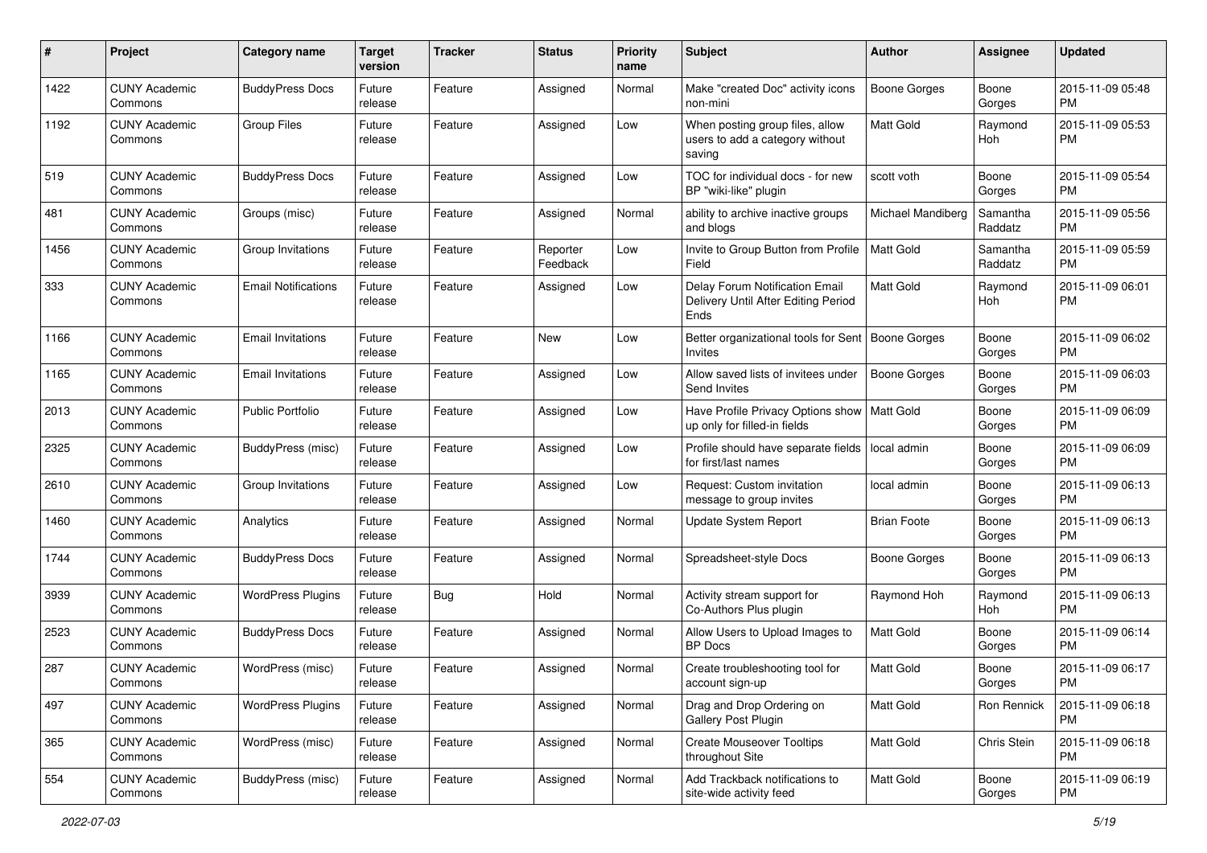| # | Project | Category name | Target version | Tracker | Status | Priority name | Subject | Author | Assignee | Updated |
|---|---|---|---|---|---|---|---|---|---|---|
| 1422 | CUNY Academic Commons | BuddyPress Docs | Future release | Feature | Assigned | Normal | Make "created Doc" activity icons non-mini | Boone Gorges | Boone Gorges | 2015-11-09 05:48 PM |
| 1192 | CUNY Academic Commons | Group Files | Future release | Feature | Assigned | Low | When posting group files, allow users to add a category without saving | Matt Gold | Raymond Hoh | 2015-11-09 05:53 PM |
| 519 | CUNY Academic Commons | BuddyPress Docs | Future release | Feature | Assigned | Low | TOC for individual docs - for new BP "wiki-like" plugin | scott voth | Boone Gorges | 2015-11-09 05:54 PM |
| 481 | CUNY Academic Commons | Groups (misc) | Future release | Feature | Assigned | Normal | ability to archive inactive groups and blogs | Michael Mandiberg | Samantha Raddatz | 2015-11-09 05:56 PM |
| 1456 | CUNY Academic Commons | Group Invitations | Future release | Feature | Reporter Feedback | Low | Invite to Group Button from Profile Field | Matt Gold | Samantha Raddatz | 2015-11-09 05:59 PM |
| 333 | CUNY Academic Commons | Email Notifications | Future release | Feature | Assigned | Low | Delay Forum Notification Email Delivery Until After Editing Period Ends | Matt Gold | Raymond Hoh | 2015-11-09 06:01 PM |
| 1166 | CUNY Academic Commons | Email Invitations | Future release | Feature | New | Low | Better organizational tools for Sent Invites | Boone Gorges | Boone Gorges | 2015-11-09 06:02 PM |
| 1165 | CUNY Academic Commons | Email Invitations | Future release | Feature | Assigned | Low | Allow saved lists of invitees under Send Invites | Boone Gorges | Boone Gorges | 2015-11-09 06:03 PM |
| 2013 | CUNY Academic Commons | Public Portfolio | Future release | Feature | Assigned | Low | Have Profile Privacy Options show up only for filled-in fields | Matt Gold | Boone Gorges | 2015-11-09 06:09 PM |
| 2325 | CUNY Academic Commons | BuddyPress (misc) | Future release | Feature | Assigned | Low | Profile should have separate fields for first/last names | local admin | Boone Gorges | 2015-11-09 06:09 PM |
| 2610 | CUNY Academic Commons | Group Invitations | Future release | Feature | Assigned | Low | Request: Custom invitation message to group invites | local admin | Boone Gorges | 2015-11-09 06:13 PM |
| 1460 | CUNY Academic Commons | Analytics | Future release | Feature | Assigned | Normal | Update System Report | Brian Foote | Boone Gorges | 2015-11-09 06:13 PM |
| 1744 | CUNY Academic Commons | BuddyPress Docs | Future release | Feature | Assigned | Normal | Spreadsheet-style Docs | Boone Gorges | Boone Gorges | 2015-11-09 06:13 PM |
| 3939 | CUNY Academic Commons | WordPress Plugins | Future release | Bug | Hold | Normal | Activity stream support for Co-Authors Plus plugin | Raymond Hoh | Raymond Hoh | 2015-11-09 06:13 PM |
| 2523 | CUNY Academic Commons | BuddyPress Docs | Future release | Feature | Assigned | Normal | Allow Users to Upload Images to BP Docs | Matt Gold | Boone Gorges | 2015-11-09 06:14 PM |
| 287 | CUNY Academic Commons | WordPress (misc) | Future release | Feature | Assigned | Normal | Create troubleshooting tool for account sign-up | Matt Gold | Boone Gorges | 2015-11-09 06:17 PM |
| 497 | CUNY Academic Commons | WordPress Plugins | Future release | Feature | Assigned | Normal | Drag and Drop Ordering on Gallery Post Plugin | Matt Gold | Ron Rennick | 2015-11-09 06:18 PM |
| 365 | CUNY Academic Commons | WordPress (misc) | Future release | Feature | Assigned | Normal | Create Mouseover Tooltips throughout Site | Matt Gold | Chris Stein | 2015-11-09 06:18 PM |
| 554 | CUNY Academic Commons | BuddyPress (misc) | Future release | Feature | Assigned | Normal | Add Trackback notifications to site-wide activity feed | Matt Gold | Boone Gorges | 2015-11-09 06:19 PM |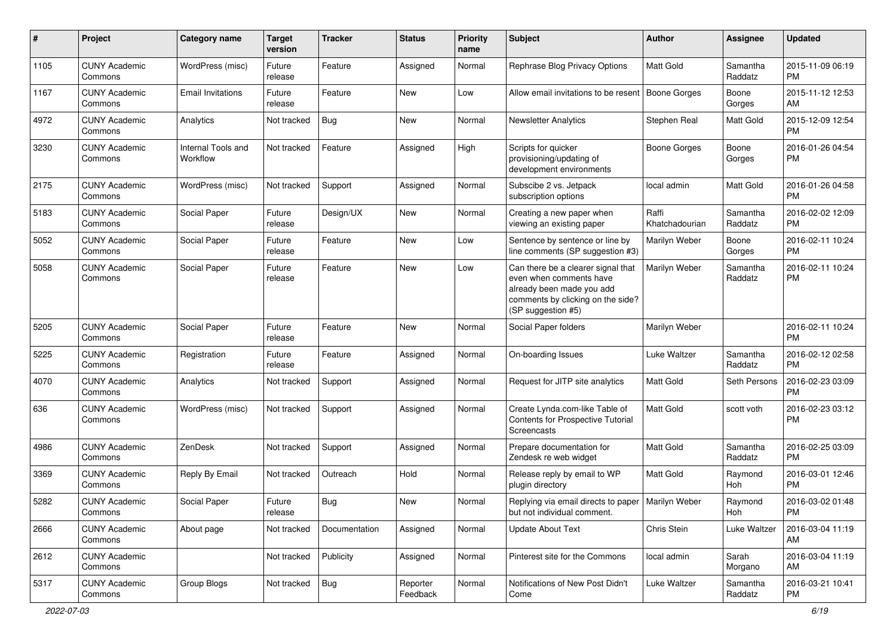| # | Project | Category name | Target version | Tracker | Status | Priority name | Subject | Author | Assignee | Updated |
|---|---|---|---|---|---|---|---|---|---|---|
| 1105 | CUNY Academic Commons | WordPress (misc) | Future release | Feature | Assigned | Normal | Rephrase Blog Privacy Options | Matt Gold | Samantha Raddatz | 2015-11-09 06:19 PM |
| 1167 | CUNY Academic Commons | Email Invitations | Future release | Feature | New | Low | Allow email invitations to be resent | Boone Gorges | Boone Gorges | 2015-11-12 12:53 AM |
| 4972 | CUNY Academic Commons | Analytics | Not tracked | Bug | New | Normal | Newsletter Analytics | Stephen Real | Matt Gold | 2015-12-09 12:54 PM |
| 3230 | CUNY Academic Commons | Internal Tools and Workflow | Not tracked | Feature | Assigned | High | Scripts for quicker provisioning/updating of development environments | Boone Gorges | Boone Gorges | 2016-01-26 04:54 PM |
| 2175 | CUNY Academic Commons | WordPress (misc) | Not tracked | Support | Assigned | Normal | Subscibe 2 vs. Jetpack subscription options | local admin | Matt Gold | 2016-01-26 04:58 PM |
| 5183 | CUNY Academic Commons | Social Paper | Future release | Design/UX | New | Normal | Creating a new paper when viewing an existing paper | Raffi Khatchadourian | Samantha Raddatz | 2016-02-02 12:09 PM |
| 5052 | CUNY Academic Commons | Social Paper | Future release | Feature | New | Low | Sentence by sentence or line by line comments (SP suggestion #3) | Marilyn Weber | Boone Gorges | 2016-02-11 10:24 PM |
| 5058 | CUNY Academic Commons | Social Paper | Future release | Feature | New | Low | Can there be a clearer signal that even when comments have already been made you add comments by clicking on the side? (SP suggestion #5) | Marilyn Weber | Samantha Raddatz | 2016-02-11 10:24 PM |
| 5205 | CUNY Academic Commons | Social Paper | Future release | Feature | New | Normal | Social Paper folders | Marilyn Weber | | 2016-02-11 10:24 PM |
| 5225 | CUNY Academic Commons | Registration | Future release | Feature | Assigned | Normal | On-boarding Issues | Luke Waltzer | Samantha Raddatz | 2016-02-12 02:58 PM |
| 4070 | CUNY Academic Commons | Analytics | Not tracked | Support | Assigned | Normal | Request for JITP site analytics | Matt Gold | Seth Persons | 2016-02-23 03:09 PM |
| 636 | CUNY Academic Commons | WordPress (misc) | Not tracked | Support | Assigned | Normal | Create Lynda.com-like Table of Contents for Prospective Tutorial Screencasts | Matt Gold | scott voth | 2016-02-23 03:12 PM |
| 4986 | CUNY Academic Commons | ZenDesk | Not tracked | Support | Assigned | Normal | Prepare documentation for Zendesk re web widget | Matt Gold | Samantha Raddatz | 2016-02-25 03:09 PM |
| 3369 | CUNY Academic Commons | Reply By Email | Not tracked | Outreach | Hold | Normal | Release reply by email to WP plugin directory | Matt Gold | Raymond Hoh | 2016-03-01 12:46 PM |
| 5282 | CUNY Academic Commons | Social Paper | Future release | Bug | New | Normal | Replying via email directs to paper but not individual comment. | Marilyn Weber | Raymond Hoh | 2016-03-02 01:48 PM |
| 2666 | CUNY Academic Commons | About page | Not tracked | Documentation | Assigned | Normal | Update About Text | Chris Stein | Luke Waltzer | 2016-03-04 11:19 AM |
| 2612 | CUNY Academic Commons | | Not tracked | Publicity | Assigned | Normal | Pinterest site for the Commons | local admin | Sarah Morgano | 2016-03-04 11:19 AM |
| 5317 | CUNY Academic Commons | Group Blogs | Not tracked | Bug | Reporter Feedback | Normal | Notifications of New Post Didn't Come | Luke Waltzer | Samantha Raddatz | 2016-03-21 10:41 PM |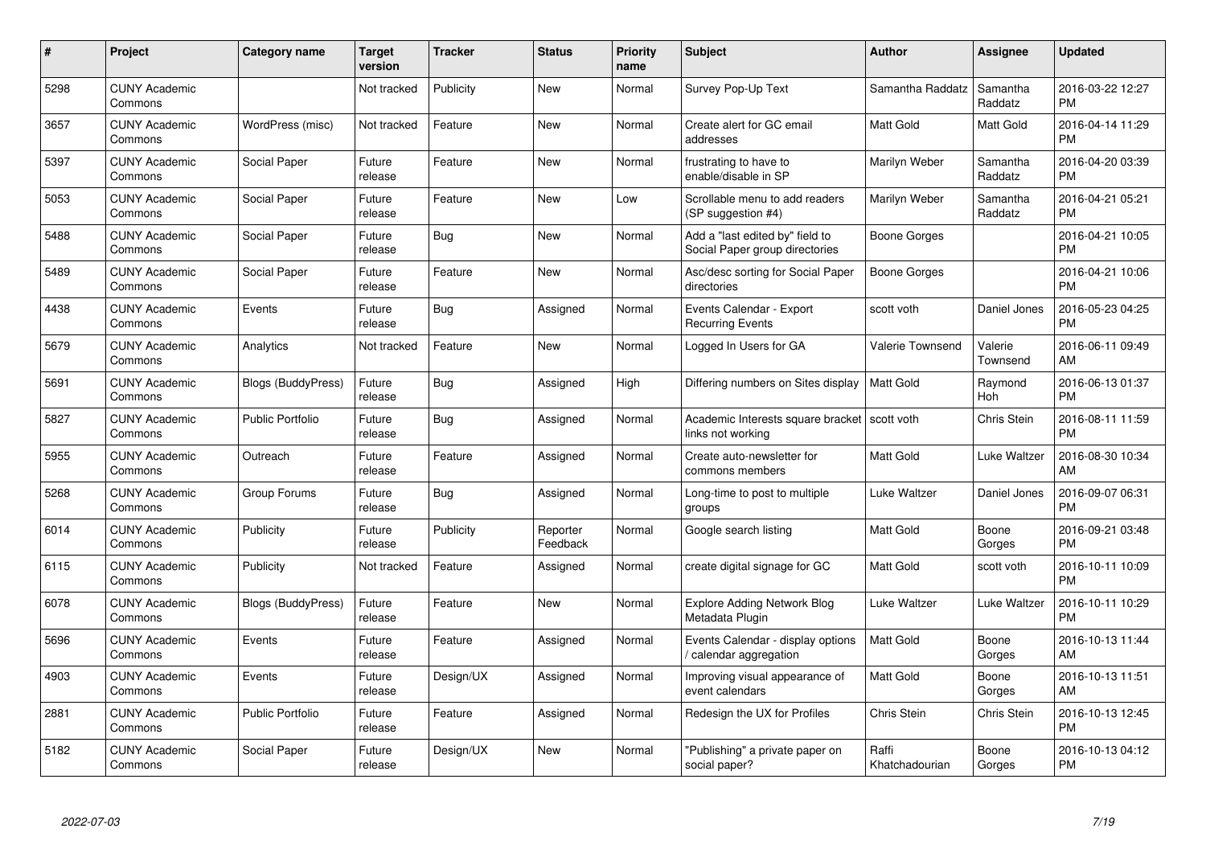| # | Project | Category name | Target version | Tracker | Status | Priority name | Subject | Author | Assignee | Updated |
|---|---|---|---|---|---|---|---|---|---|---|
| 5298 | CUNY Academic Commons | | Not tracked | Publicity | New | Normal | Survey Pop-Up Text | Samantha Raddatz | Samantha Raddatz | 2016-03-22 12:27 PM |
| 3657 | CUNY Academic Commons | WordPress (misc) | Not tracked | Feature | New | Normal | Create alert for GC email addresses | Matt Gold | Matt Gold | 2016-04-14 11:29 PM |
| 5397 | CUNY Academic Commons | Social Paper | Future release | Feature | New | Normal | frustrating to have to enable/disable in SP | Marilyn Weber | Samantha Raddatz | 2016-04-20 03:39 PM |
| 5053 | CUNY Academic Commons | Social Paper | Future release | Feature | New | Low | Scrollable menu to add readers (SP suggestion #4) | Marilyn Weber | Samantha Raddatz | 2016-04-21 05:21 PM |
| 5488 | CUNY Academic Commons | Social Paper | Future release | Bug | New | Normal | Add a "last edited by" field to Social Paper group directories | Boone Gorges | | 2016-04-21 10:05 PM |
| 5489 | CUNY Academic Commons | Social Paper | Future release | Feature | New | Normal | Asc/desc sorting for Social Paper directories | Boone Gorges | | 2016-04-21 10:06 PM |
| 4438 | CUNY Academic Commons | Events | Future release | Bug | Assigned | Normal | Events Calendar - Export Recurring Events | scott voth | Daniel Jones | 2016-05-23 04:25 PM |
| 5679 | CUNY Academic Commons | Analytics | Not tracked | Feature | New | Normal | Logged In Users for GA | Valerie Townsend | Valerie Townsend | 2016-06-11 09:49 AM |
| 5691 | CUNY Academic Commons | Blogs (BuddyPress) | Future release | Bug | Assigned | High | Differing numbers on Sites display | Matt Gold | Raymond Hoh | 2016-06-13 01:37 PM |
| 5827 | CUNY Academic Commons | Public Portfolio | Future release | Bug | Assigned | Normal | Academic Interests square bracket links not working | scott voth | Chris Stein | 2016-08-11 11:59 PM |
| 5955 | CUNY Academic Commons | Outreach | Future release | Feature | Assigned | Normal | Create auto-newsletter for commons members | Matt Gold | Luke Waltzer | 2016-08-30 10:34 AM |
| 5268 | CUNY Academic Commons | Group Forums | Future release | Bug | Assigned | Normal | Long-time to post to multiple groups | Luke Waltzer | Daniel Jones | 2016-09-07 06:31 PM |
| 6014 | CUNY Academic Commons | Publicity | Future release | Publicity | Reporter Feedback | Normal | Google search listing | Matt Gold | Boone Gorges | 2016-09-21 03:48 PM |
| 6115 | CUNY Academic Commons | Publicity | Not tracked | Feature | Assigned | Normal | create digital signage for GC | Matt Gold | scott voth | 2016-10-11 10:09 PM |
| 6078 | CUNY Academic Commons | Blogs (BuddyPress) | Future release | Feature | New | Normal | Explore Adding Network Blog Metadata Plugin | Luke Waltzer | Luke Waltzer | 2016-10-11 10:29 PM |
| 5696 | CUNY Academic Commons | Events | Future release | Feature | Assigned | Normal | Events Calendar - display options / calendar aggregation | Matt Gold | Boone Gorges | 2016-10-13 11:44 AM |
| 4903 | CUNY Academic Commons | Events | Future release | Design/UX | Assigned | Normal | Improving visual appearance of event calendars | Matt Gold | Boone Gorges | 2016-10-13 11:51 AM |
| 2881 | CUNY Academic Commons | Public Portfolio | Future release | Feature | Assigned | Normal | Redesign the UX for Profiles | Chris Stein | Chris Stein | 2016-10-13 12:45 PM |
| 5182 | CUNY Academic Commons | Social Paper | Future release | Design/UX | New | Normal | "Publishing" a private paper on social paper? | Raffi Khatchadourian | Boone Gorges | 2016-10-13 04:12 PM |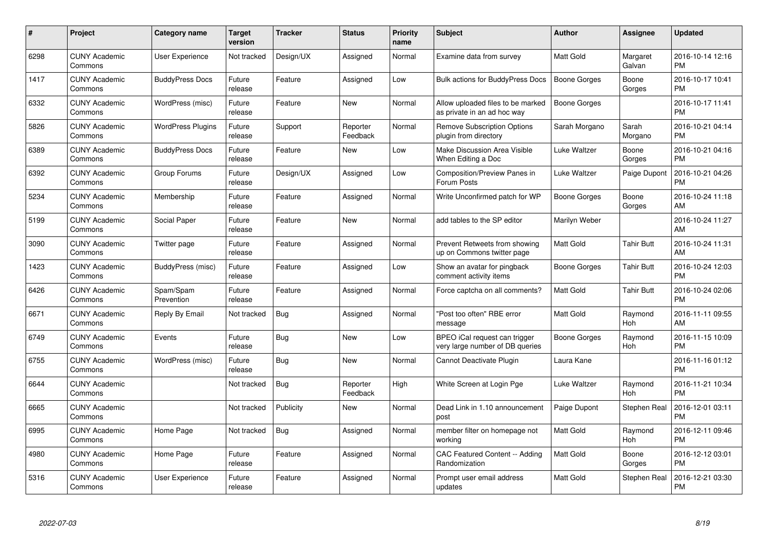| # | Project | Category name | Target version | Tracker | Status | Priority name | Subject | Author | Assignee | Updated |
|---|---|---|---|---|---|---|---|---|---|---|
| 6298 | CUNY Academic Commons | User Experience | Not tracked | Design/UX | Assigned | Normal | Examine data from survey | Matt Gold | Margaret Galvan | 2016-10-14 12:16 PM |
| 1417 | CUNY Academic Commons | BuddyPress Docs | Future release | Feature | Assigned | Low | Bulk actions for BuddyPress Docs | Boone Gorges | Boone Gorges | 2016-10-17 10:41 PM |
| 6332 | CUNY Academic Commons | WordPress (misc) | Future release | Feature | New | Normal | Allow uploaded files to be marked as private in an ad hoc way | Boone Gorges | | 2016-10-17 11:41 PM |
| 5826 | CUNY Academic Commons | WordPress Plugins | Future release | Support | Reporter Feedback | Normal | Remove Subscription Options plugin from directory | Sarah Morgano | Sarah Morgano | 2016-10-21 04:14 PM |
| 6389 | CUNY Academic Commons | BuddyPress Docs | Future release | Feature | New | Low | Make Discussion Area Visible When Editing a Doc | Luke Waltzer | Boone Gorges | 2016-10-21 04:16 PM |
| 6392 | CUNY Academic Commons | Group Forums | Future release | Design/UX | Assigned | Low | Composition/Preview Panes in Forum Posts | Luke Waltzer | Paige Dupont | 2016-10-21 04:26 PM |
| 5234 | CUNY Academic Commons | Membership | Future release | Feature | Assigned | Normal | Write Unconfirmed patch for WP | Boone Gorges | Boone Gorges | 2016-10-24 11:18 AM |
| 5199 | CUNY Academic Commons | Social Paper | Future release | Feature | New | Normal | add tables to the SP editor | Marilyn Weber | | 2016-10-24 11:27 AM |
| 3090 | CUNY Academic Commons | Twitter page | Future release | Feature | Assigned | Normal | Prevent Retweets from showing up on Commons twitter page | Matt Gold | Tahir Butt | 2016-10-24 11:31 AM |
| 1423 | CUNY Academic Commons | BuddyPress (misc) | Future release | Feature | Assigned | Low | Show an avatar for pingback comment activity items | Boone Gorges | Tahir Butt | 2016-10-24 12:03 PM |
| 6426 | CUNY Academic Commons | Spam/Spam Prevention | Future release | Feature | Assigned | Normal | Force captcha on all comments? | Matt Gold | Tahir Butt | 2016-10-24 02:06 PM |
| 6671 | CUNY Academic Commons | Reply By Email | Not tracked | Bug | Assigned | Normal | "Post too often" RBE error message | Matt Gold | Raymond Hoh | 2016-11-11 09:55 AM |
| 6749 | CUNY Academic Commons | Events | Future release | Bug | New | Low | BPEO iCal request can trigger very large number of DB queries | Boone Gorges | Raymond Hoh | 2016-11-15 10:09 PM |
| 6755 | CUNY Academic Commons | WordPress (misc) | Future release | Bug | New | Normal | Cannot Deactivate Plugin | Laura Kane | | 2016-11-16 01:12 PM |
| 6644 | CUNY Academic Commons | | Not tracked | Bug | Reporter Feedback | High | White Screen at Login Pge | Luke Waltzer | Raymond Hoh | 2016-11-21 10:34 PM |
| 6665 | CUNY Academic Commons | | Not tracked | Publicity | New | Normal | Dead Link in 1.10 announcement post | Paige Dupont | Stephen Real | 2016-12-01 03:11 PM |
| 6995 | CUNY Academic Commons | Home Page | Not tracked | Bug | Assigned | Normal | member filter on homepage not working | Matt Gold | Raymond Hoh | 2016-12-11 09:46 PM |
| 4980 | CUNY Academic Commons | Home Page | Future release | Feature | Assigned | Normal | CAC Featured Content -- Adding Randomization | Matt Gold | Boone Gorges | 2016-12-12 03:01 PM |
| 5316 | CUNY Academic Commons | User Experience | Future release | Feature | Assigned | Normal | Prompt user email address updates | Matt Gold | Stephen Real | 2016-12-21 03:30 PM |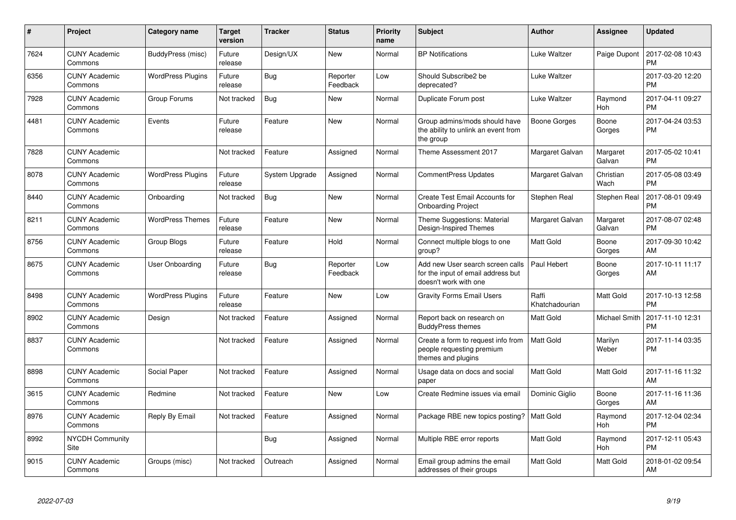| # | Project | Category name | Target version | Tracker | Status | Priority name | Subject | Author | Assignee | Updated |
|---|---|---|---|---|---|---|---|---|---|---|
| 7624 | CUNY Academic Commons | BuddyPress (misc) | Future release | Design/UX | New | Normal | BP Notifications | Luke Waltzer | Paige Dupont | 2017-02-08 10:43 PM |
| 6356 | CUNY Academic Commons | WordPress Plugins | Future release | Bug | Reporter Feedback | Low | Should Subscribe2 be deprecated? | Luke Waltzer | | 2017-03-20 12:20 PM |
| 7928 | CUNY Academic Commons | Group Forums | Not tracked | Bug | New | Normal | Duplicate Forum post | Luke Waltzer | Raymond Hoh | 2017-04-11 09:27 PM |
| 4481 | CUNY Academic Commons | Events | Future release | Feature | New | Normal | Group admins/mods should have the ability to unlink an event from the group | Boone Gorges | Boone Gorges | 2017-04-24 03:53 PM |
| 7828 | CUNY Academic Commons | | Not tracked | Feature | Assigned | Normal | Theme Assessment 2017 | Margaret Galvan | Margaret Galvan | 2017-05-02 10:41 PM |
| 8078 | CUNY Academic Commons | WordPress Plugins | Future release | System Upgrade | Assigned | Normal | CommentPress Updates | Margaret Galvan | Christian Wach | 2017-05-08 03:49 PM |
| 8440 | CUNY Academic Commons | Onboarding | Not tracked | Bug | New | Normal | Create Test Email Accounts for Onboarding Project | Stephen Real | Stephen Real | 2017-08-01 09:49 PM |
| 8211 | CUNY Academic Commons | WordPress Themes | Future release | Feature | New | Normal | Theme Suggestions: Material Design-Inspired Themes | Margaret Galvan | Margaret Galvan | 2017-08-07 02:48 PM |
| 8756 | CUNY Academic Commons | Group Blogs | Future release | Feature | Hold | Normal | Connect multiple blogs to one group? | Matt Gold | Boone Gorges | 2017-09-30 10:42 AM |
| 8675 | CUNY Academic Commons | User Onboarding | Future release | Bug | Reporter Feedback | Low | Add new User search screen calls for the input of email address but doesn't work with one | Paul Hebert | Boone Gorges | 2017-10-11 11:17 AM |
| 8498 | CUNY Academic Commons | WordPress Plugins | Future release | Feature | New | Low | Gravity Forms Email Users | Raffi Khatchadourian | Matt Gold | 2017-10-13 12:58 PM |
| 8902 | CUNY Academic Commons | Design | Not tracked | Feature | Assigned | Normal | Report back on research on BuddyPress themes | Matt Gold | Michael Smith | 2017-11-10 12:31 PM |
| 8837 | CUNY Academic Commons | | Not tracked | Feature | Assigned | Normal | Create a form to request info from people requesting premium themes and plugins | Matt Gold | Marilyn Weber | 2017-11-14 03:35 PM |
| 8898 | CUNY Academic Commons | Social Paper | Not tracked | Feature | Assigned | Normal | Usage data on docs and social paper | Matt Gold | Matt Gold | 2017-11-16 11:32 AM |
| 3615 | CUNY Academic Commons | Redmine | Not tracked | Feature | New | Low | Create Redmine issues via email | Dominic Giglio | Boone Gorges | 2017-11-16 11:36 AM |
| 8976 | CUNY Academic Commons | Reply By Email | Not tracked | Feature | Assigned | Normal | Package RBE new topics posting? | Matt Gold | Raymond Hoh | 2017-12-04 02:34 PM |
| 8992 | NYCDH Community Site | | | Bug | Assigned | Normal | Multiple RBE error reports | Matt Gold | Raymond Hoh | 2017-12-11 05:43 PM |
| 9015 | CUNY Academic Commons | Groups (misc) | Not tracked | Outreach | Assigned | Normal | Email group admins the email addresses of their groups | Matt Gold | Matt Gold | 2018-01-02 09:54 AM |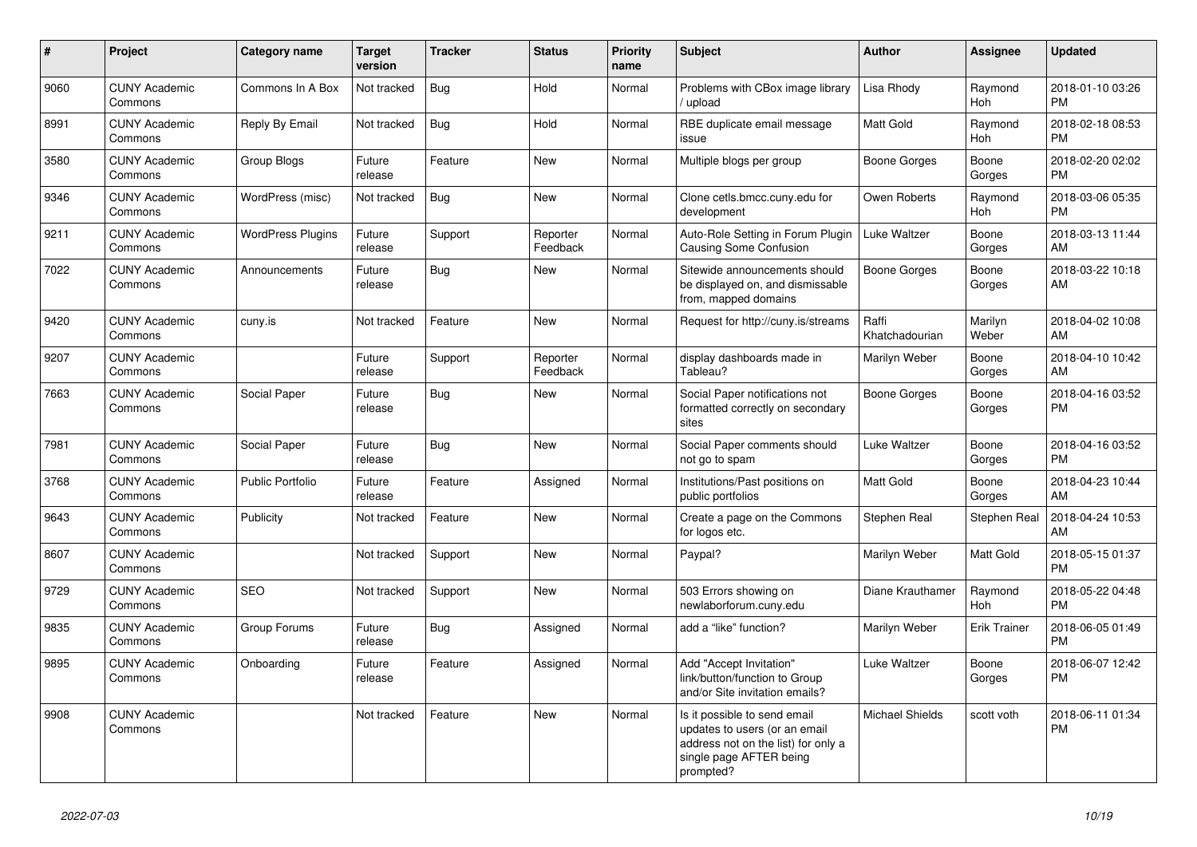| # | Project | Category name | Target version | Tracker | Status | Priority name | Subject | Author | Assignee | Updated |
|---|---|---|---|---|---|---|---|---|---|---|
| 9060 | CUNY Academic Commons | Commons In A Box | Not tracked | Bug | Hold | Normal | Problems with CBox image library / upload | Lisa Rhody | Raymond Hoh | 2018-01-10 03:26 PM |
| 8991 | CUNY Academic Commons | Reply By Email | Not tracked | Bug | Hold | Normal | RBE duplicate email message issue | Matt Gold | Raymond Hoh | 2018-02-18 08:53 PM |
| 3580 | CUNY Academic Commons | Group Blogs | Future release | Feature | New | Normal | Multiple blogs per group | Boone Gorges | Boone Gorges | 2018-02-20 02:02 PM |
| 9346 | CUNY Academic Commons | WordPress (misc) | Not tracked | Bug | New | Normal | Clone cetls.bmcc.cuny.edu for development | Owen Roberts | Raymond Hoh | 2018-03-06 05:35 PM |
| 9211 | CUNY Academic Commons | WordPress Plugins | Future release | Support | Reporter Feedback | Normal | Auto-Role Setting in Forum Plugin Causing Some Confusion | Luke Waltzer | Boone Gorges | 2018-03-13 11:44 AM |
| 7022 | CUNY Academic Commons | Announcements | Future release | Bug | New | Normal | Sitewide announcements should be displayed on, and dismissable from, mapped domains | Boone Gorges | Boone Gorges | 2018-03-22 10:18 AM |
| 9420 | CUNY Academic Commons | cuny.is | Not tracked | Feature | New | Normal | Request for http://cuny.is/streams | Raffi Khatchadourian | Marilyn Weber | 2018-04-02 10:08 AM |
| 9207 | CUNY Academic Commons | | Future release | Support | Reporter Feedback | Normal | display dashboards made in Tableau? | Marilyn Weber | Boone Gorges | 2018-04-10 10:42 AM |
| 7663 | CUNY Academic Commons | Social Paper | Future release | Bug | New | Normal | Social Paper notifications not formatted correctly on secondary sites | Boone Gorges | Boone Gorges | 2018-04-16 03:52 PM |
| 7981 | CUNY Academic Commons | Social Paper | Future release | Bug | New | Normal | Social Paper comments should not go to spam | Luke Waltzer | Boone Gorges | 2018-04-16 03:52 PM |
| 3768 | CUNY Academic Commons | Public Portfolio | Future release | Feature | Assigned | Normal | Institutions/Past positions on public portfolios | Matt Gold | Boone Gorges | 2018-04-23 10:44 AM |
| 9643 | CUNY Academic Commons | Publicity | Not tracked | Feature | New | Normal | Create a page on the Commons for logos etc. | Stephen Real | Stephen Real | 2018-04-24 10:53 AM |
| 8607 | CUNY Academic Commons | | Not tracked | Support | New | Normal | Paypal? | Marilyn Weber | Matt Gold | 2018-05-15 01:37 PM |
| 9729 | CUNY Academic Commons | SEO | Not tracked | Support | New | Normal | 503 Errors showing on newlaborforum.cuny.edu | Diane Krauthamer | Raymond Hoh | 2018-05-22 04:48 PM |
| 9835 | CUNY Academic Commons | Group Forums | Future release | Bug | Assigned | Normal | add a "like" function? | Marilyn Weber | Erik Trainer | 2018-06-05 01:49 PM |
| 9895 | CUNY Academic Commons | Onboarding | Future release | Feature | Assigned | Normal | Add "Accept Invitation" link/button/function to Group and/or Site invitation emails? | Luke Waltzer | Boone Gorges | 2018-06-07 12:42 PM |
| 9908 | CUNY Academic Commons | | Not tracked | Feature | New | Normal | Is it possible to send email updates to users (or an email address not on the list) for only a single page AFTER being prompted? | Michael Shields | scott voth | 2018-06-11 01:34 PM |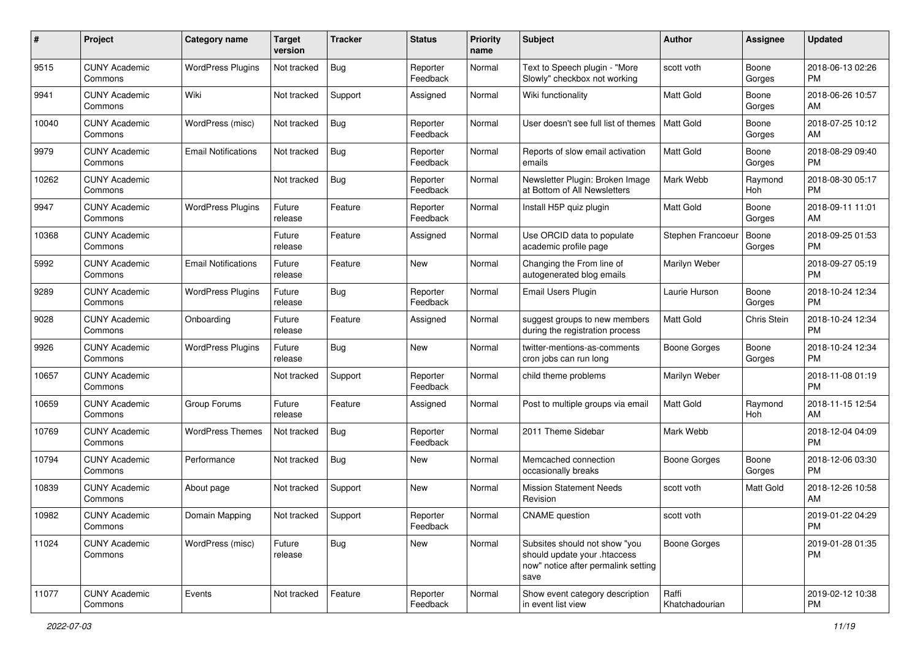| # | Project | Category name | Target version | Tracker | Status | Priority name | Subject | Author | Assignee | Updated |
|---|---|---|---|---|---|---|---|---|---|---|
| 9515 | CUNY Academic Commons | WordPress Plugins | Not tracked | Bug | Reporter Feedback | Normal | Text to Speech plugin - "More Slowly" checkbox not working | scott voth | Boone Gorges | 2018-06-13 02:26 PM |
| 9941 | CUNY Academic Commons | Wiki | Not tracked | Support | Assigned | Normal | Wiki functionality | Matt Gold | Boone Gorges | 2018-06-26 10:57 AM |
| 10040 | CUNY Academic Commons | WordPress (misc) | Not tracked | Bug | Reporter Feedback | Normal | User doesn't see full list of themes | Matt Gold | Boone Gorges | 2018-07-25 10:12 AM |
| 9979 | CUNY Academic Commons | Email Notifications | Not tracked | Bug | Reporter Feedback | Normal | Reports of slow email activation emails | Matt Gold | Boone Gorges | 2018-08-29 09:40 PM |
| 10262 | CUNY Academic Commons | | Not tracked | Bug | Reporter Feedback | Normal | Newsletter Plugin: Broken Image at Bottom of All Newsletters | Mark Webb | Raymond Hoh | 2018-08-30 05:17 PM |
| 9947 | CUNY Academic Commons | WordPress Plugins | Future release | Feature | Reporter Feedback | Normal | Install H5P quiz plugin | Matt Gold | Boone Gorges | 2018-09-11 11:01 AM |
| 10368 | CUNY Academic Commons | | Future release | Feature | Assigned | Normal | Use ORCID data to populate academic profile page | Stephen Francoeur | Boone Gorges | 2018-09-25 01:53 PM |
| 5992 | CUNY Academic Commons | Email Notifications | Future release | Feature | New | Normal | Changing the From line of autogenerated blog emails | Marilyn Weber | | 2018-09-27 05:19 PM |
| 9289 | CUNY Academic Commons | WordPress Plugins | Future release | Bug | Reporter Feedback | Normal | Email Users Plugin | Laurie Hurson | Boone Gorges | 2018-10-24 12:34 PM |
| 9028 | CUNY Academic Commons | Onboarding | Future release | Feature | Assigned | Normal | suggest groups to new members during the registration process | Matt Gold | Chris Stein | 2018-10-24 12:34 PM |
| 9926 | CUNY Academic Commons | WordPress Plugins | Future release | Bug | New | Normal | twitter-mentions-as-comments cron jobs can run long | Boone Gorges | Boone Gorges | 2018-10-24 12:34 PM |
| 10657 | CUNY Academic Commons | | Not tracked | Support | Reporter Feedback | Normal | child theme problems | Marilyn Weber | | 2018-11-08 01:19 PM |
| 10659 | CUNY Academic Commons | Group Forums | Future release | Feature | Assigned | Normal | Post to multiple groups via email | Matt Gold | Raymond Hoh | 2018-11-15 12:54 AM |
| 10769 | CUNY Academic Commons | WordPress Themes | Not tracked | Bug | Reporter Feedback | Normal | 2011 Theme Sidebar | Mark Webb | | 2018-12-04 04:09 PM |
| 10794 | CUNY Academic Commons | Performance | Not tracked | Bug | New | Normal | Memcached connection occasionally breaks | Boone Gorges | Boone Gorges | 2018-12-06 03:30 PM |
| 10839 | CUNY Academic Commons | About page | Not tracked | Support | New | Normal | Mission Statement Needs Revision | scott voth | Matt Gold | 2018-12-26 10:58 AM |
| 10982 | CUNY Academic Commons | Domain Mapping | Not tracked | Support | Reporter Feedback | Normal | CNAME question | scott voth | | 2019-01-22 04:29 PM |
| 11024 | CUNY Academic Commons | WordPress (misc) | Future release | Bug | New | Normal | Subsites should not show "you should update your .htaccess now" notice after permalink setting save | Boone Gorges | | 2019-01-28 01:35 PM |
| 11077 | CUNY Academic Commons | Events | Not tracked | Feature | Reporter Feedback | Normal | Show event category description in event list view | Raffi Khatchadourian | | 2019-02-12 10:38 PM |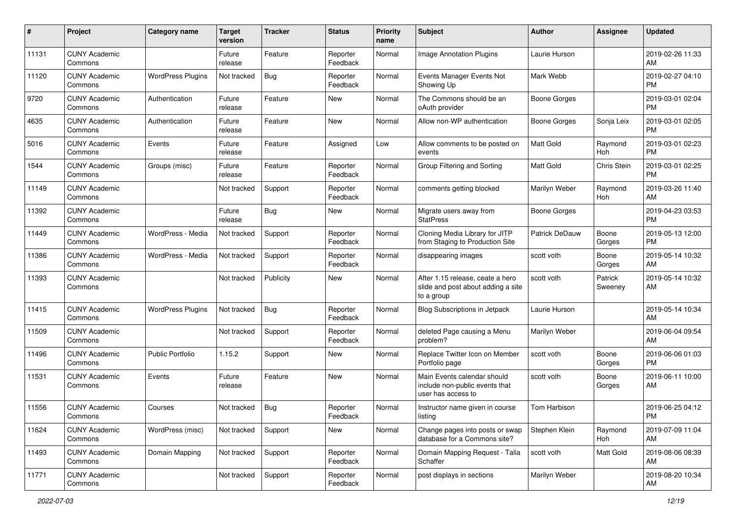| # | Project | Category name | Target version | Tracker | Status | Priority name | Subject | Author | Assignee | Updated |
|---|---|---|---|---|---|---|---|---|---|---|
| 11131 | CUNY Academic Commons | | Future release | Feature | Reporter Feedback | Normal | Image Annotation Plugins | Laurie Hurson | | 2019-02-26 11:33 AM |
| 11120 | CUNY Academic Commons | WordPress Plugins | Not tracked | Bug | Reporter Feedback | Normal | Events Manager Events Not Showing Up | Mark Webb | | 2019-02-27 04:10 PM |
| 9720 | CUNY Academic Commons | Authentication | Future release | Feature | New | Normal | The Commons should be an oAuth provider | Boone Gorges | | 2019-03-01 02:04 PM |
| 4635 | CUNY Academic Commons | Authentication | Future release | Feature | New | Normal | Allow non-WP authentication | Boone Gorges | Sonja Leix | 2019-03-01 02:05 PM |
| 5016 | CUNY Academic Commons | Events | Future release | Feature | Assigned | Low | Allow comments to be posted on events | Matt Gold | Raymond Hoh | 2019-03-01 02:23 PM |
| 1544 | CUNY Academic Commons | Groups (misc) | Future release | Feature | Reporter Feedback | Normal | Group Filtering and Sorting | Matt Gold | Chris Stein | 2019-03-01 02:25 PM |
| 11149 | CUNY Academic Commons | | Not tracked | Support | Reporter Feedback | Normal | comments getting blocked | Marilyn Weber | Raymond Hoh | 2019-03-26 11:40 AM |
| 11392 | CUNY Academic Commons | | Future release | Bug | New | Normal | Migrate users away from StatPress | Boone Gorges | | 2019-04-23 03:53 PM |
| 11449 | CUNY Academic Commons | WordPress - Media | Not tracked | Support | Reporter Feedback | Normal | Cloning Media Library for JITP from Staging to Production Site | Patrick DeDauw | Boone Gorges | 2019-05-13 12:00 PM |
| 11386 | CUNY Academic Commons | WordPress - Media | Not tracked | Support | Reporter Feedback | Normal | disappearing images | scott voth | Boone Gorges | 2019-05-14 10:32 AM |
| 11393 | CUNY Academic Commons | | Not tracked | Publicity | New | Normal | After 1.15 release, ceate a hero slide and post about adding a site to a group | scott voth | Patrick Sweeney | 2019-05-14 10:32 AM |
| 11415 | CUNY Academic Commons | WordPress Plugins | Not tracked | Bug | Reporter Feedback | Normal | Blog Subscriptions in Jetpack | Laurie Hurson | | 2019-05-14 10:34 AM |
| 11509 | CUNY Academic Commons | | Not tracked | Support | Reporter Feedback | Normal | deleted Page causing a Menu problem? | Marilyn Weber | | 2019-06-04 09:54 AM |
| 11496 | CUNY Academic Commons | Public Portfolio | 1.15.2 | Support | New | Normal | Replace Twitter Icon on Member Portfolio page | scott voth | Boone Gorges | 2019-06-06 01:03 PM |
| 11531 | CUNY Academic Commons | Events | Future release | Feature | New | Normal | Main Events calendar should include non-public events that user has access to | scott voth | Boone Gorges | 2019-06-11 10:00 AM |
| 11556 | CUNY Academic Commons | Courses | Not tracked | Bug | Reporter Feedback | Normal | Instructor name given in course listing | Tom Harbison | | 2019-06-25 04:12 PM |
| 11624 | CUNY Academic Commons | WordPress (misc) | Not tracked | Support | New | Normal | Change pages into posts or swap database for a Commons site? | Stephen Klein | Raymond Hoh | 2019-07-09 11:04 AM |
| 11493 | CUNY Academic Commons | Domain Mapping | Not tracked | Support | Reporter Feedback | Normal | Domain Mapping Request - Talia Schaffer | scott voth | Matt Gold | 2019-08-06 08:39 AM |
| 11771 | CUNY Academic Commons | | Not tracked | Support | Reporter Feedback | Normal | post displays in sections | Marilyn Weber | | 2019-08-20 10:34 AM |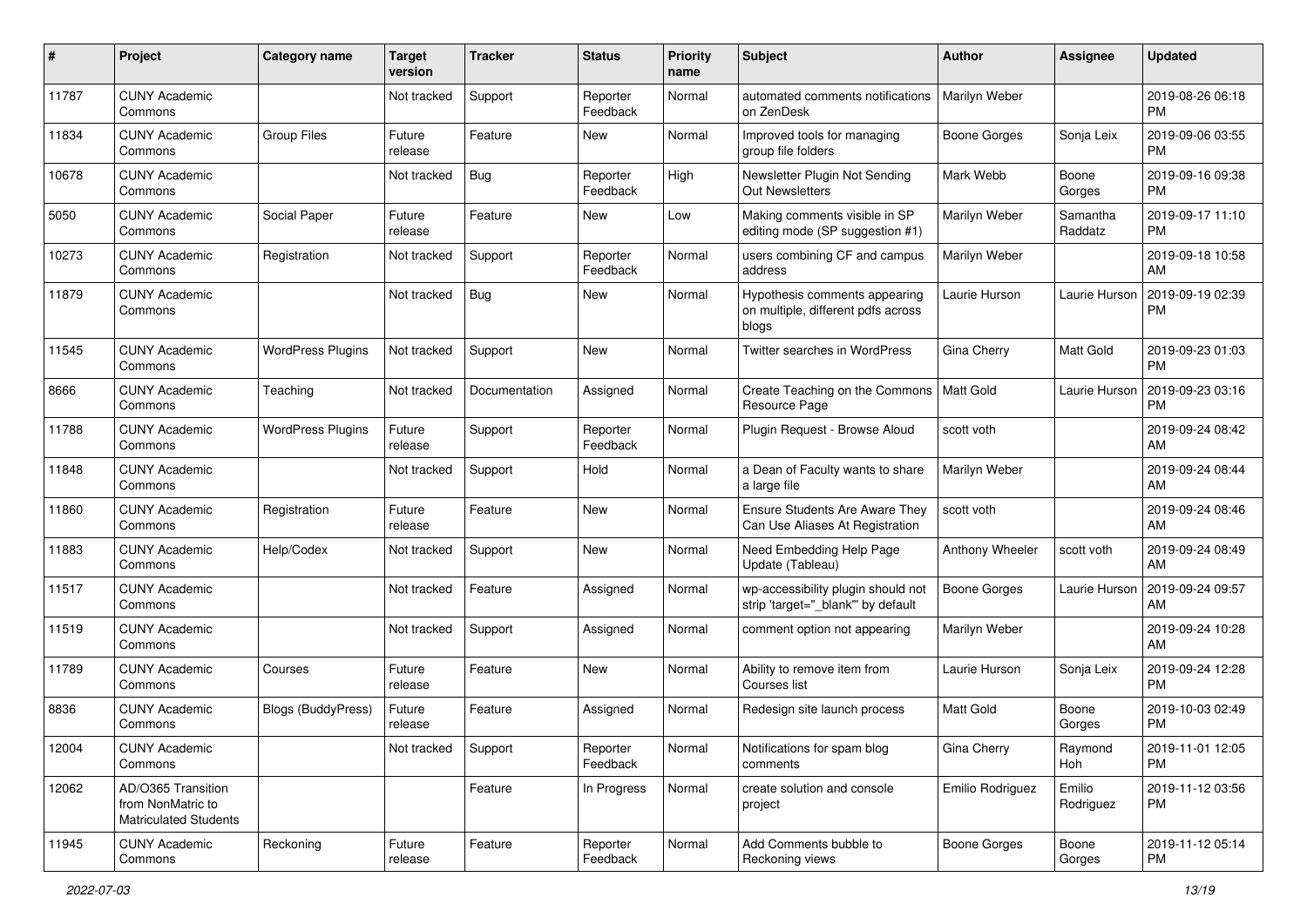| # | Project | Category name | Target version | Tracker | Status | Priority name | Subject | Author | Assignee | Updated |
|---|---|---|---|---|---|---|---|---|---|---|
| 11787 | CUNY Academic Commons | | Not tracked | Support | Reporter Feedback | Normal | automated comments notifications on ZenDesk | Marilyn Weber | | 2019-08-26 06:18 PM |
| 11834 | CUNY Academic Commons | Group Files | Future release | Feature | New | Normal | Improved tools for managing group file folders | Boone Gorges | Sonja Leix | 2019-09-06 03:55 PM |
| 10678 | CUNY Academic Commons | | Not tracked | Bug | Reporter Feedback | High | Newsletter Plugin Not Sending Out Newsletters | Mark Webb | Boone Gorges | 2019-09-16 09:38 PM |
| 5050 | CUNY Academic Commons | Social Paper | Future release | Feature | New | Low | Making comments visible in SP editing mode (SP suggestion #1) | Marilyn Weber | Samantha Raddatz | 2019-09-17 11:10 PM |
| 10273 | CUNY Academic Commons | Registration | Not tracked | Support | Reporter Feedback | Normal | users combining CF and campus address | Marilyn Weber | | 2019-09-18 10:58 AM |
| 11879 | CUNY Academic Commons | | Not tracked | Bug | New | Normal | Hypothesis comments appearing on multiple, different pdfs across blogs | Laurie Hurson | Laurie Hurson | 2019-09-19 02:39 PM |
| 11545 | CUNY Academic Commons | WordPress Plugins | Not tracked | Support | New | Normal | Twitter searches in WordPress | Gina Cherry | Matt Gold | 2019-09-23 01:03 PM |
| 8666 | CUNY Academic Commons | Teaching | Not tracked | Documentation | Assigned | Normal | Create Teaching on the Commons Resource Page | Matt Gold | Laurie Hurson | 2019-09-23 03:16 PM |
| 11788 | CUNY Academic Commons | WordPress Plugins | Future release | Support | Reporter Feedback | Normal | Plugin Request - Browse Aloud | scott voth | | 2019-09-24 08:42 AM |
| 11848 | CUNY Academic Commons | | Not tracked | Support | Hold | Normal | a Dean of Faculty wants to share a large file | Marilyn Weber | | 2019-09-24 08:44 AM |
| 11860 | CUNY Academic Commons | Registration | Future release | Feature | New | Normal | Ensure Students Are Aware They Can Use Aliases At Registration | scott voth | | 2019-09-24 08:46 AM |
| 11883 | CUNY Academic Commons | Help/Codex | Not tracked | Support | New | Normal | Need Embedding Help Page Update (Tableau) | Anthony Wheeler | scott voth | 2019-09-24 08:49 AM |
| 11517 | CUNY Academic Commons | | Not tracked | Feature | Assigned | Normal | wp-accessibility plugin should not strip 'target="_blank"' by default | Boone Gorges | Laurie Hurson | 2019-09-24 09:57 AM |
| 11519 | CUNY Academic Commons | | Not tracked | Support | Assigned | Normal | comment option not appearing | Marilyn Weber | | 2019-09-24 10:28 AM |
| 11789 | CUNY Academic Commons | Courses | Future release | Feature | New | Normal | Ability to remove item from Courses list | Laurie Hurson | Sonja Leix | 2019-09-24 12:28 PM |
| 8836 | CUNY Academic Commons | Blogs (BuddyPress) | Future release | Feature | Assigned | Normal | Redesign site launch process | Matt Gold | Boone Gorges | 2019-10-03 02:49 PM |
| 12004 | CUNY Academic Commons | | Not tracked | Support | Reporter Feedback | Normal | Notifications for spam blog comments | Gina Cherry | Raymond Hoh | 2019-11-01 12:05 PM |
| 12062 | AD/O365 Transition from NonMatric to Matriculated Students | | | Feature | In Progress | Normal | create solution and console project | Emilio Rodriguez | Emilio Rodriguez | 2019-11-12 03:56 PM |
| 11945 | CUNY Academic Commons | Reckoning | Future release | Feature | Reporter Feedback | Normal | Add Comments bubble to Reckoning views | Boone Gorges | Boone Gorges | 2019-11-12 05:14 PM |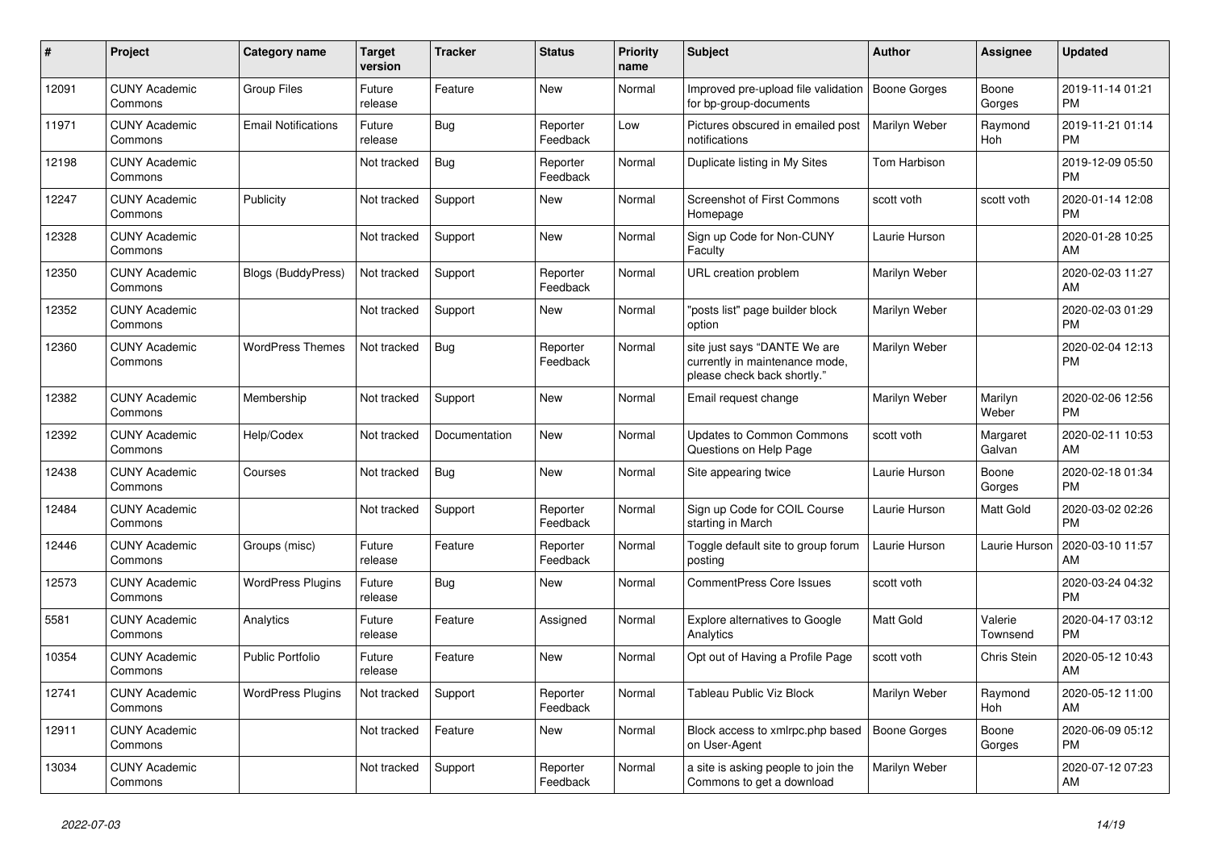| # | Project | Category name | Target version | Tracker | Status | Priority name | Subject | Author | Assignee | Updated |
|---|---|---|---|---|---|---|---|---|---|---|
| 12091 | CUNY Academic Commons | Group Files | Future release | Feature | New | Normal | Improved pre-upload file validation for bp-group-documents | Boone Gorges | Boone Gorges | 2019-11-14 01:21 PM |
| 11971 | CUNY Academic Commons | Email Notifications | Future release | Bug | Reporter Feedback | Low | Pictures obscured in emailed post notifications | Marilyn Weber | Raymond Hoh | 2019-11-21 01:14 PM |
| 12198 | CUNY Academic Commons | | Not tracked | Bug | Reporter Feedback | Normal | Duplicate listing in My Sites | Tom Harbison | | 2019-12-09 05:50 PM |
| 12247 | CUNY Academic Commons | Publicity | Not tracked | Support | New | Normal | Screenshot of First Commons Homepage | scott voth | scott voth | 2020-01-14 12:08 PM |
| 12328 | CUNY Academic Commons | | Not tracked | Support | New | Normal | Sign up Code for Non-CUNY Faculty | Laurie Hurson | | 2020-01-28 10:25 AM |
| 12350 | CUNY Academic Commons | Blogs (BuddyPress) | Not tracked | Support | Reporter Feedback | Normal | URL creation problem | Marilyn Weber | | 2020-02-03 11:27 AM |
| 12352 | CUNY Academic Commons | | Not tracked | Support | New | Normal | "posts list" page builder block option | Marilyn Weber | | 2020-02-03 01:29 PM |
| 12360 | CUNY Academic Commons | WordPress Themes | Not tracked | Bug | Reporter Feedback | Normal | site just says "DANTE We are currently in maintenance mode, please check back shortly." | Marilyn Weber | | 2020-02-04 12:13 PM |
| 12382 | CUNY Academic Commons | Membership | Not tracked | Support | New | Normal | Email request change | Marilyn Weber | Marilyn Weber | 2020-02-06 12:56 PM |
| 12392 | CUNY Academic Commons | Help/Codex | Not tracked | Documentation | New | Normal | Updates to Common Commons Questions on Help Page | scott voth | Margaret Galvan | 2020-02-11 10:53 AM |
| 12438 | CUNY Academic Commons | Courses | Not tracked | Bug | New | Normal | Site appearing twice | Laurie Hurson | Boone Gorges | 2020-02-18 01:34 PM |
| 12484 | CUNY Academic Commons | | Not tracked | Support | Reporter Feedback | Normal | Sign up Code for COIL Course starting in March | Laurie Hurson | Matt Gold | 2020-03-02 02:26 PM |
| 12446 | CUNY Academic Commons | Groups (misc) | Future release | Feature | Reporter Feedback | Normal | Toggle default site to group forum posting | Laurie Hurson | Laurie Hurson | 2020-03-10 11:57 AM |
| 12573 | CUNY Academic Commons | WordPress Plugins | Future release | Bug | New | Normal | CommentPress Core Issues | scott voth | | 2020-03-24 04:32 PM |
| 5581 | CUNY Academic Commons | Analytics | Future release | Feature | Assigned | Normal | Explore alternatives to Google Analytics | Matt Gold | Valerie Townsend | 2020-04-17 03:12 PM |
| 10354 | CUNY Academic Commons | Public Portfolio | Future release | Feature | New | Normal | Opt out of Having a Profile Page | scott voth | Chris Stein | 2020-05-12 10:43 AM |
| 12741 | CUNY Academic Commons | WordPress Plugins | Not tracked | Support | Reporter Feedback | Normal | Tableau Public Viz Block | Marilyn Weber | Raymond Hoh | 2020-05-12 11:00 AM |
| 12911 | CUNY Academic Commons | | Not tracked | Feature | New | Normal | Block access to xmlrpc.php based on User-Agent | Boone Gorges | Boone Gorges | 2020-06-09 05:12 PM |
| 13034 | CUNY Academic Commons | | Not tracked | Support | Reporter Feedback | Normal | a site is asking people to join the Commons to get a download | Marilyn Weber | | 2020-07-12 07:23 AM |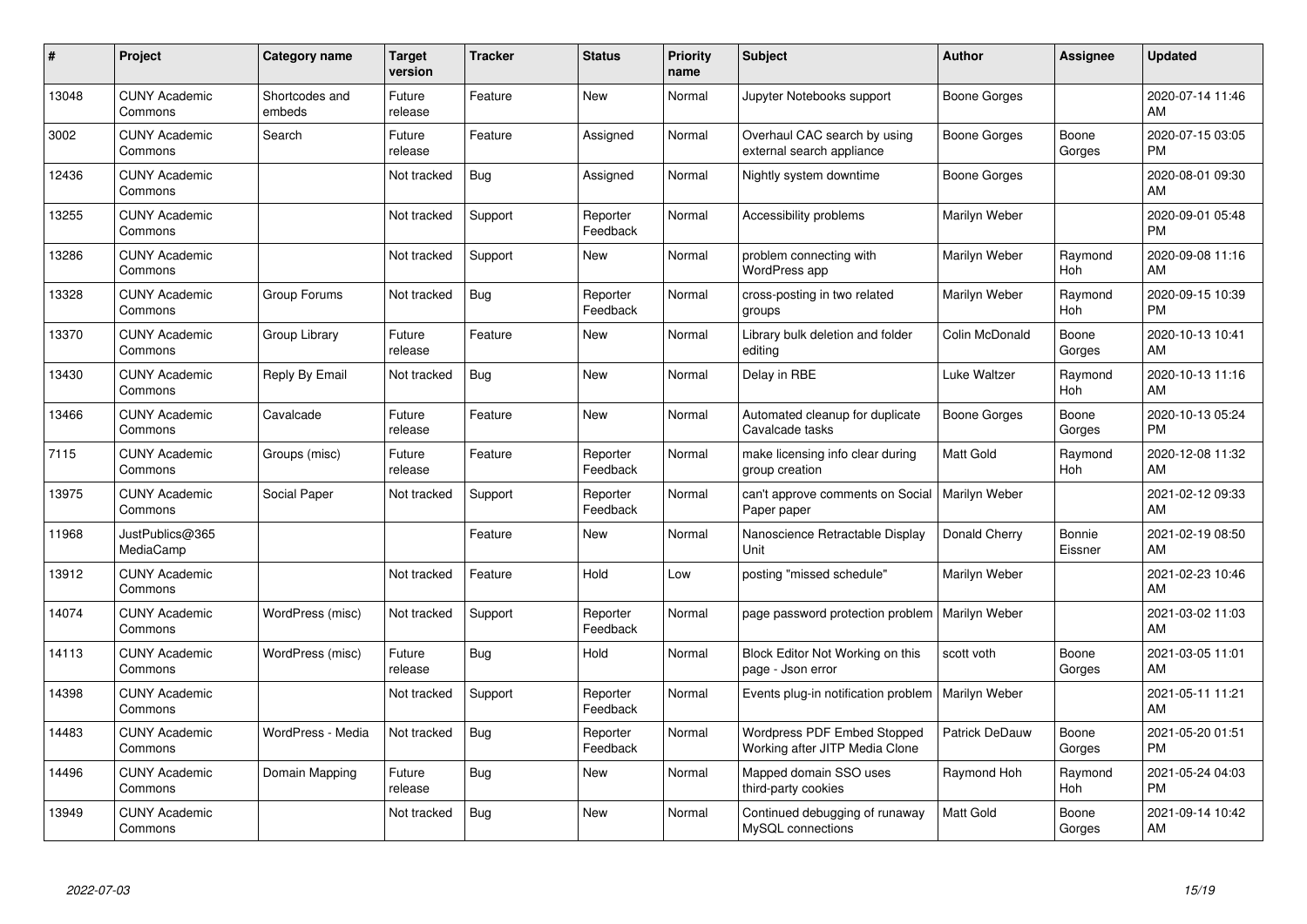| # | Project | Category name | Target version | Tracker | Status | Priority name | Subject | Author | Assignee | Updated |
|---|---|---|---|---|---|---|---|---|---|---|
| 13048 | CUNY Academic Commons | Shortcodes and embeds | Future release | Feature | New | Normal | Jupyter Notebooks support | Boone Gorges | | 2020-07-14 11:46 AM |
| 3002 | CUNY Academic Commons | Search | Future release | Feature | Assigned | Normal | Overhaul CAC search by using external search appliance | Boone Gorges | Boone Gorges | 2020-07-15 03:05 PM |
| 12436 | CUNY Academic Commons | | Not tracked | Bug | Assigned | Normal | Nightly system downtime | Boone Gorges | | 2020-08-01 09:30 AM |
| 13255 | CUNY Academic Commons | | Not tracked | Support | Reporter Feedback | Normal | Accessibility problems | Marilyn Weber | | 2020-09-01 05:48 PM |
| 13286 | CUNY Academic Commons | | Not tracked | Support | New | Normal | problem connecting with WordPress app | Marilyn Weber | Raymond Hoh | 2020-09-08 11:16 AM |
| 13328 | CUNY Academic Commons | Group Forums | Not tracked | Bug | Reporter Feedback | Normal | cross-posting in two related groups | Marilyn Weber | Raymond Hoh | 2020-09-15 10:39 PM |
| 13370 | CUNY Academic Commons | Group Library | Future release | Feature | New | Normal | Library bulk deletion and folder editing | Colin McDonald | Boone Gorges | 2020-10-13 10:41 AM |
| 13430 | CUNY Academic Commons | Reply By Email | Not tracked | Bug | New | Normal | Delay in RBE | Luke Waltzer | Raymond Hoh | 2020-10-13 11:16 AM |
| 13466 | CUNY Academic Commons | Cavalcade | Future release | Feature | New | Normal | Automated cleanup for duplicate Cavalcade tasks | Boone Gorges | Boone Gorges | 2020-10-13 05:24 PM |
| 7115 | CUNY Academic Commons | Groups (misc) | Future release | Feature | Reporter Feedback | Normal | make licensing info clear during group creation | Matt Gold | Raymond Hoh | 2020-12-08 11:32 AM |
| 13975 | CUNY Academic Commons | Social Paper | Not tracked | Support | Reporter Feedback | Normal | can't approve comments on Social Paper paper | Marilyn Weber | | 2021-02-12 09:33 AM |
| 11968 | JustPublics@365 MediaCamp | | | Feature | New | Normal | Nanoscience Retractable Display Unit | Donald Cherry | Bonnie Eissner | 2021-02-19 08:50 AM |
| 13912 | CUNY Academic Commons | | Not tracked | Feature | Hold | Low | posting "missed schedule" | Marilyn Weber | | 2021-02-23 10:46 AM |
| 14074 | CUNY Academic Commons | WordPress (misc) | Not tracked | Support | Reporter Feedback | Normal | page password protection problem | Marilyn Weber | | 2021-03-02 11:03 AM |
| 14113 | CUNY Academic Commons | WordPress (misc) | Future release | Bug | Hold | Normal | Block Editor Not Working on this page - Json error | scott voth | Boone Gorges | 2021-03-05 11:01 AM |
| 14398 | CUNY Academic Commons | | Not tracked | Support | Reporter Feedback | Normal | Events plug-in notification problem | Marilyn Weber | | 2021-05-11 11:21 AM |
| 14483 | CUNY Academic Commons | WordPress - Media | Not tracked | Bug | Reporter Feedback | Normal | Wordpress PDF Embed Stopped Working after JITP Media Clone | Patrick DeDauw | Boone Gorges | 2021-05-20 01:51 PM |
| 14496 | CUNY Academic Commons | Domain Mapping | Future release | Bug | New | Normal | Mapped domain SSO uses third-party cookies | Raymond Hoh | Raymond Hoh | 2021-05-24 04:03 PM |
| 13949 | CUNY Academic Commons | | Not tracked | Bug | New | Normal | Continued debugging of runaway MySQL connections | Matt Gold | Boone Gorges | 2021-09-14 10:42 AM |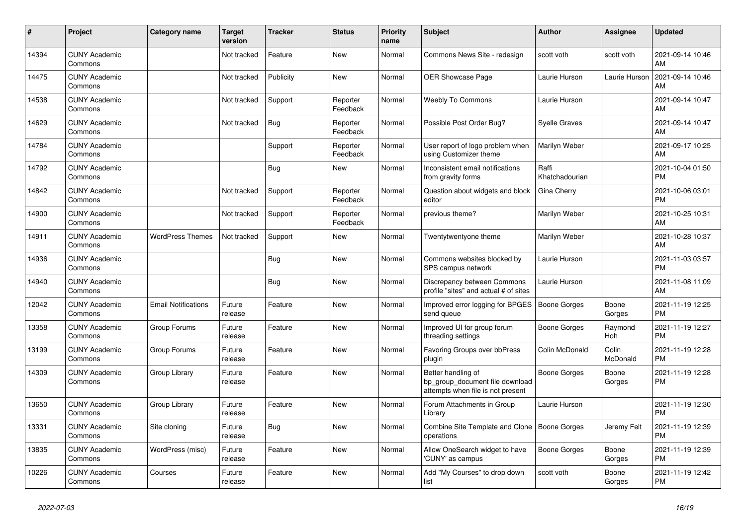| # | Project | Category name | Target version | Tracker | Status | Priority name | Subject | Author | Assignee | Updated |
|---|---|---|---|---|---|---|---|---|---|---|
| 14394 | CUNY Academic Commons | | Not tracked | Feature | New | Normal | Commons News Site - redesign | scott voth | scott voth | 2021-09-14 10:46 AM |
| 14475 | CUNY Academic Commons | | Not tracked | Publicity | New | Normal | OER Showcase Page | Laurie Hurson | Laurie Hurson | 2021-09-14 10:46 AM |
| 14538 | CUNY Academic Commons | | Not tracked | Support | Reporter Feedback | Normal | Weebly To Commons | Laurie Hurson | | 2021-09-14 10:47 AM |
| 14629 | CUNY Academic Commons | | Not tracked | Bug | Reporter Feedback | Normal | Possible Post Order Bug? | Syelle Graves | | 2021-09-14 10:47 AM |
| 14784 | CUNY Academic Commons | | | Support | Reporter Feedback | Normal | User report of logo problem when using Customizer theme | Marilyn Weber | | 2021-09-17 10:25 AM |
| 14792 | CUNY Academic Commons | | | Bug | New | Normal | Inconsistent email notifications from gravity forms | Raffi Khatchadourian | | 2021-10-04 01:50 PM |
| 14842 | CUNY Academic Commons | | Not tracked | Support | Reporter Feedback | Normal | Question about widgets and block editor | Gina Cherry | | 2021-10-06 03:01 PM |
| 14900 | CUNY Academic Commons | | Not tracked | Support | Reporter Feedback | Normal | previous theme? | Marilyn Weber | | 2021-10-25 10:31 AM |
| 14911 | CUNY Academic Commons | WordPress Themes | Not tracked | Support | New | Normal | Twentytwentyone theme | Marilyn Weber | | 2021-10-28 10:37 AM |
| 14936 | CUNY Academic Commons | | | Bug | New | Normal | Commons websites blocked by SPS campus network | Laurie Hurson | | 2021-11-03 03:57 PM |
| 14940 | CUNY Academic Commons | | | Bug | New | Normal | Discrepancy between Commons profile "sites" and actual # of sites | Laurie Hurson | | 2021-11-08 11:09 AM |
| 12042 | CUNY Academic Commons | Email Notifications | Future release | Feature | New | Normal | Improved error logging for BPGES send queue | Boone Gorges | Boone Gorges | 2021-11-19 12:25 PM |
| 13358 | CUNY Academic Commons | Group Forums | Future release | Feature | New | Normal | Improved UI for group forum threading settings | Boone Gorges | Raymond Hoh | 2021-11-19 12:27 PM |
| 13199 | CUNY Academic Commons | Group Forums | Future release | Feature | New | Normal | Favoring Groups over bbPress plugin | Colin McDonald | Colin McDonald | 2021-11-19 12:28 PM |
| 14309 | CUNY Academic Commons | Group Library | Future release | Feature | New | Normal | Better handling of bp_group_document file download attempts when file is not present | Boone Gorges | Boone Gorges | 2021-11-19 12:28 PM |
| 13650 | CUNY Academic Commons | Group Library | Future release | Feature | New | Normal | Forum Attachments in Group Library | Laurie Hurson | | 2021-11-19 12:30 PM |
| 13331 | CUNY Academic Commons | Site cloning | Future release | Bug | New | Normal | Combine Site Template and Clone operations | Boone Gorges | Jeremy Felt | 2021-11-19 12:39 PM |
| 13835 | CUNY Academic Commons | WordPress (misc) | Future release | Feature | New | Normal | Allow OneSearch widget to have 'CUNY' as campus | Boone Gorges | Boone Gorges | 2021-11-19 12:39 PM |
| 10226 | CUNY Academic Commons | Courses | Future release | Feature | New | Normal | Add "My Courses" to drop down list | scott voth | Boone Gorges | 2021-11-19 12:42 PM |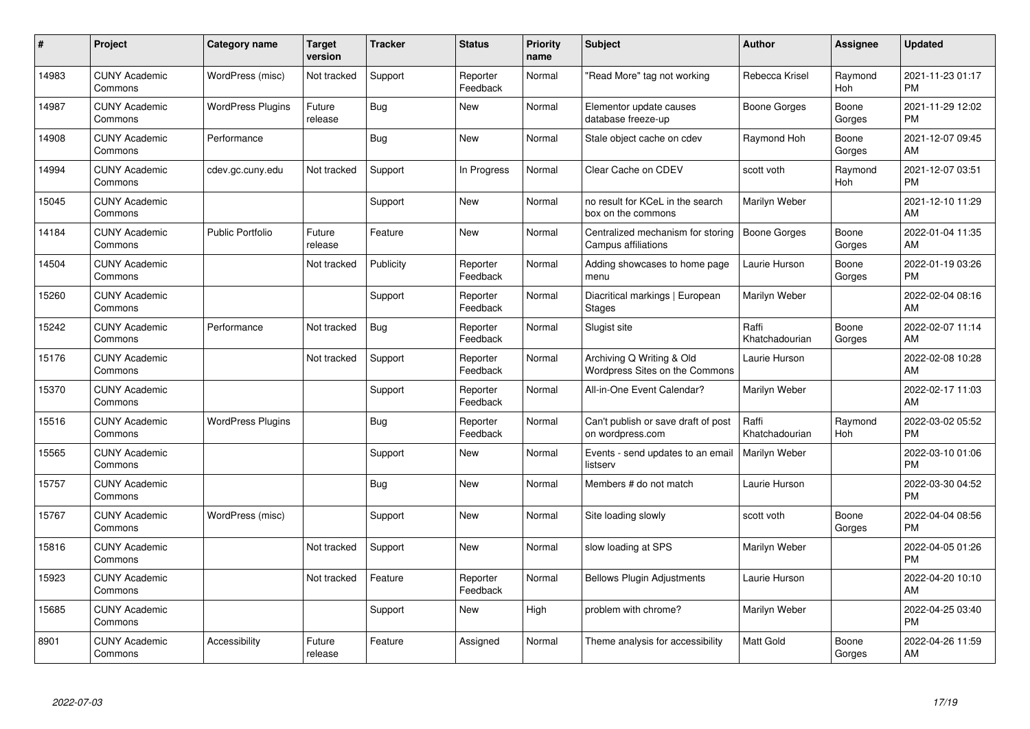| # | Project | Category name | Target version | Tracker | Status | Priority name | Subject | Author | Assignee | Updated |
|---|---|---|---|---|---|---|---|---|---|---|
| 14983 | CUNY Academic Commons | WordPress (misc) | Not tracked | Support | Reporter Feedback | Normal | "Read More" tag not working | Rebecca Krisel | Raymond Hoh | 2021-11-23 01:17 PM |
| 14987 | CUNY Academic Commons | WordPress Plugins | Future release | Bug | New | Normal | Elementor update causes database freeze-up | Boone Gorges | Boone Gorges | 2021-11-29 12:02 PM |
| 14908 | CUNY Academic Commons | Performance | | Bug | New | Normal | Stale object cache on cdev | Raymond Hoh | Boone Gorges | 2021-12-07 09:45 AM |
| 14994 | CUNY Academic Commons | cdev.gc.cuny.edu | Not tracked | Support | In Progress | Normal | Clear Cache on CDEV | scott voth | Raymond Hoh | 2021-12-07 03:51 PM |
| 15045 | CUNY Academic Commons | | | Support | New | Normal | no result for KCeL in the search box on the commons | Marilyn Weber | | 2021-12-10 11:29 AM |
| 14184 | CUNY Academic Commons | Public Portfolio | Future release | Feature | New | Normal | Centralized mechanism for storing Campus affiliations | Boone Gorges | Boone Gorges | 2022-01-04 11:35 AM |
| 14504 | CUNY Academic Commons | | Not tracked | Publicity | Reporter Feedback | Normal | Adding showcases to home page menu | Laurie Hurson | Boone Gorges | 2022-01-19 03:26 PM |
| 15260 | CUNY Academic Commons | | | Support | Reporter Feedback | Normal | Diacritical markings \| European Stages | Marilyn Weber | | 2022-02-04 08:16 AM |
| 15242 | CUNY Academic Commons | Performance | Not tracked | Bug | Reporter Feedback | Normal | Slugist site | Raffi Khatchadourian | Boone Gorges | 2022-02-07 11:14 AM |
| 15176 | CUNY Academic Commons | | Not tracked | Support | Reporter Feedback | Normal | Archiving Q Writing & Old Wordpress Sites on the Commons | Laurie Hurson | | 2022-02-08 10:28 AM |
| 15370 | CUNY Academic Commons | | | Support | Reporter Feedback | Normal | All-in-One Event Calendar? | Marilyn Weber | | 2022-02-17 11:03 AM |
| 15516 | CUNY Academic Commons | WordPress Plugins | | Bug | Reporter Feedback | Normal | Can't publish or save draft of post on wordpress.com | Raffi Khatchadourian | Raymond Hoh | 2022-03-02 05:52 PM |
| 15565 | CUNY Academic Commons | | | Support | New | Normal | Events - send updates to an email listserv | Marilyn Weber | | 2022-03-10 01:06 PM |
| 15757 | CUNY Academic Commons | | | Bug | New | Normal | Members # do not match | Laurie Hurson | | 2022-03-30 04:52 PM |
| 15767 | CUNY Academic Commons | WordPress (misc) | | Support | New | Normal | Site loading slowly | scott voth | Boone Gorges | 2022-04-04 08:56 PM |
| 15816 | CUNY Academic Commons | | Not tracked | Support | New | Normal | slow loading at SPS | Marilyn Weber | | 2022-04-05 01:26 PM |
| 15923 | CUNY Academic Commons | | Not tracked | Feature | Reporter Feedback | Normal | Bellows Plugin Adjustments | Laurie Hurson | | 2022-04-20 10:10 AM |
| 15685 | CUNY Academic Commons | | | Support | New | High | problem with chrome? | Marilyn Weber | | 2022-04-25 03:40 PM |
| 8901 | CUNY Academic Commons | Accessibility | Future release | Feature | Assigned | Normal | Theme analysis for accessibility | Matt Gold | Boone Gorges | 2022-04-26 11:59 AM |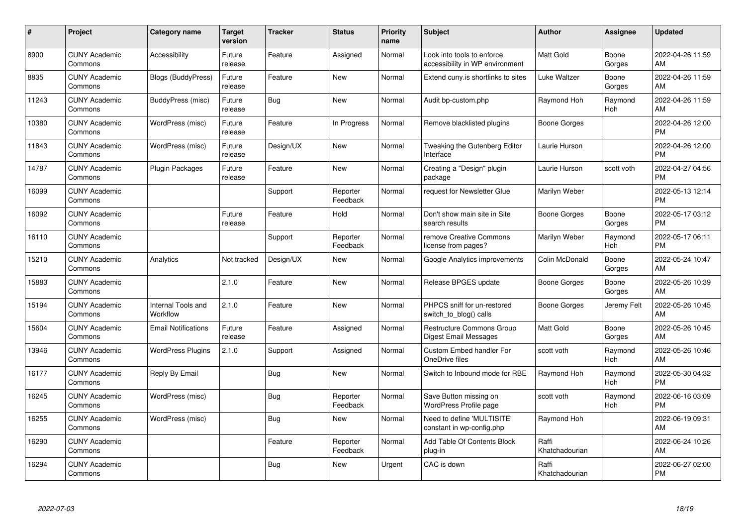| # | Project | Category name | Target version | Tracker | Status | Priority name | Subject | Author | Assignee | Updated |
|---|---|---|---|---|---|---|---|---|---|---|
| 8900 | CUNY Academic Commons | Accessibility | Future release | Feature | Assigned | Normal | Look into tools to enforce accessibility in WP environment | Matt Gold | Boone Gorges | 2022-04-26 11:59 AM |
| 8835 | CUNY Academic Commons | Blogs (BuddyPress) | Future release | Feature | New | Normal | Extend cuny.is shortlinks to sites | Luke Waltzer | Boone Gorges | 2022-04-26 11:59 AM |
| 11243 | CUNY Academic Commons | BuddyPress (misc) | Future release | Bug | New | Normal | Audit bp-custom.php | Raymond Hoh | Raymond Hoh | 2022-04-26 11:59 AM |
| 10380 | CUNY Academic Commons | WordPress (misc) | Future release | Feature | In Progress | Normal | Remove blacklisted plugins | Boone Gorges | | 2022-04-26 12:00 PM |
| 11843 | CUNY Academic Commons | WordPress (misc) | Future release | Design/UX | New | Normal | Tweaking the Gutenberg Editor Interface | Laurie Hurson | | 2022-04-26 12:00 PM |
| 14787 | CUNY Academic Commons | Plugin Packages | Future release | Feature | New | Normal | Creating a "Design" plugin package | Laurie Hurson | scott voth | 2022-04-27 04:56 PM |
| 16099 | CUNY Academic Commons | | | Support | Reporter Feedback | Normal | request for Newsletter Glue | Marilyn Weber | | 2022-05-13 12:14 PM |
| 16092 | CUNY Academic Commons | | Future release | Feature | Hold | Normal | Don't show main site in Site search results | Boone Gorges | Boone Gorges | 2022-05-17 03:12 PM |
| 16110 | CUNY Academic Commons | | | Support | Reporter Feedback | Normal | remove Creative Commons license from pages? | Marilyn Weber | Raymond Hoh | 2022-05-17 06:11 PM |
| 15210 | CUNY Academic Commons | Analytics | Not tracked | Design/UX | New | Normal | Google Analytics improvements | Colin McDonald | Boone Gorges | 2022-05-24 10:47 AM |
| 15883 | CUNY Academic Commons | | 2.1.0 | Feature | New | Normal | Release BPGES update | Boone Gorges | Boone Gorges | 2022-05-26 10:39 AM |
| 15194 | CUNY Academic Commons | Internal Tools and Workflow | 2.1.0 | Feature | New | Normal | PHPCS sniff for un-restored switch_to_blog() calls | Boone Gorges | Jeremy Felt | 2022-05-26 10:45 AM |
| 15604 | CUNY Academic Commons | Email Notifications | Future release | Feature | Assigned | Normal | Restructure Commons Group Digest Email Messages | Matt Gold | Boone Gorges | 2022-05-26 10:45 AM |
| 13946 | CUNY Academic Commons | WordPress Plugins | 2.1.0 | Support | Assigned | Normal | Custom Embed handler For OneDrive files | scott voth | Raymond Hoh | 2022-05-26 10:46 AM |
| 16177 | CUNY Academic Commons | Reply By Email | | Bug | New | Normal | Switch to Inbound mode for RBE | Raymond Hoh | Raymond Hoh | 2022-05-30 04:32 PM |
| 16245 | CUNY Academic Commons | WordPress (misc) | | Bug | Reporter Feedback | Normal | Save Button missing on WordPress Profile page | scott voth | Raymond Hoh | 2022-06-16 03:09 PM |
| 16255 | CUNY Academic Commons | WordPress (misc) | | Bug | New | Normal | Need to define 'MULTISITE' constant in wp-config.php | Raymond Hoh | | 2022-06-19 09:31 AM |
| 16290 | CUNY Academic Commons | | | Feature | Reporter Feedback | Normal | Add Table Of Contents Block plug-in | Raffi Khatchadourian | | 2022-06-24 10:26 AM |
| 16294 | CUNY Academic Commons | | | Bug | New | Urgent | CAC is down | Raffi Khatchadourian | | 2022-06-27 02:00 PM |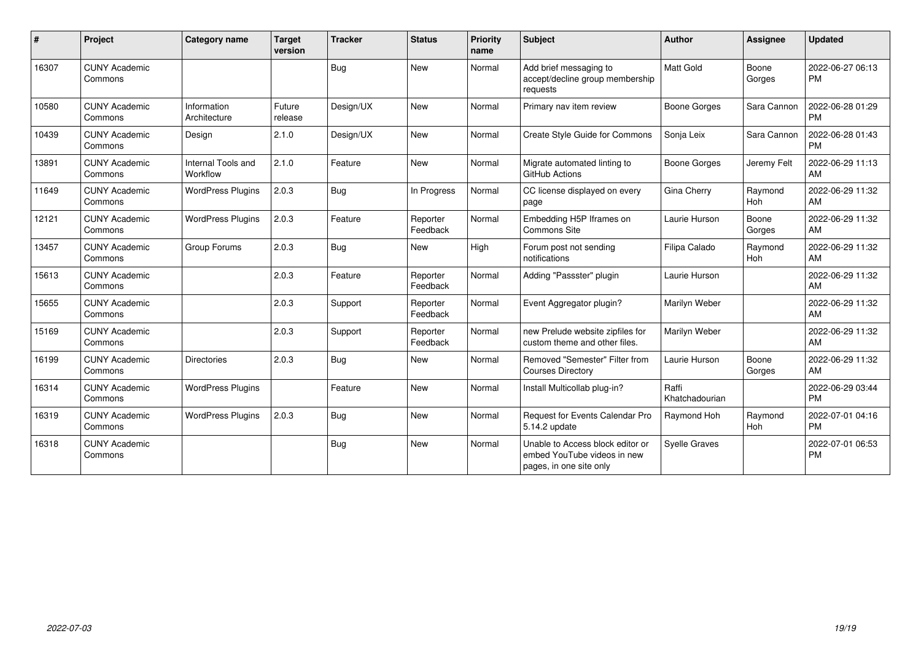| # | Project | Category name | Target version | Tracker | Status | Priority name | Subject | Author | Assignee | Updated |
|---|---|---|---|---|---|---|---|---|---|---|
| 16307 | CUNY Academic Commons | | | Bug | New | Normal | Add brief messaging to accept/decline group membership requests | Matt Gold | Boone Gorges | 2022-06-27 06:13 PM |
| 10580 | CUNY Academic Commons | Information Architecture | Future release | Design/UX | New | Normal | Primary nav item review | Boone Gorges | Sara Cannon | 2022-06-28 01:29 PM |
| 10439 | CUNY Academic Commons | Design | 2.1.0 | Design/UX | New | Normal | Create Style Guide for Commons | Sonja Leix | Sara Cannon | 2022-06-28 01:43 PM |
| 13891 | CUNY Academic Commons | Internal Tools and Workflow | 2.1.0 | Feature | New | Normal | Migrate automated linting to GitHub Actions | Boone Gorges | Jeremy Felt | 2022-06-29 11:13 AM |
| 11649 | CUNY Academic Commons | WordPress Plugins | 2.0.3 | Bug | In Progress | Normal | CC license displayed on every page | Gina Cherry | Raymond Hoh | 2022-06-29 11:32 AM |
| 12121 | CUNY Academic Commons | WordPress Plugins | 2.0.3 | Feature | Reporter Feedback | Normal | Embedding H5P Iframes on Commons Site | Laurie Hurson | Boone Gorges | 2022-06-29 11:32 AM |
| 13457 | CUNY Academic Commons | Group Forums | 2.0.3 | Bug | New | High | Forum post not sending notifications | Filipa Calado | Raymond Hoh | 2022-06-29 11:32 AM |
| 15613 | CUNY Academic Commons | | 2.0.3 | Feature | Reporter Feedback | Normal | Adding "Passster" plugin | Laurie Hurson | | 2022-06-29 11:32 AM |
| 15655 | CUNY Academic Commons | | 2.0.3 | Support | Reporter Feedback | Normal | Event Aggregator plugin? | Marilyn Weber | | 2022-06-29 11:32 AM |
| 15169 | CUNY Academic Commons | | 2.0.3 | Support | Reporter Feedback | Normal | new Prelude website zipfiles for custom theme and other files. | Marilyn Weber | | 2022-06-29 11:32 AM |
| 16199 | CUNY Academic Commons | Directories | 2.0.3 | Bug | New | Normal | Removed "Semester" Filter from Courses Directory | Laurie Hurson | Boone Gorges | 2022-06-29 11:32 AM |
| 16314 | CUNY Academic Commons | WordPress Plugins | | Feature | New | Normal | Install Multicollab plug-in? | Raffi Khatchadourian | | 2022-06-29 03:44 PM |
| 16319 | CUNY Academic Commons | WordPress Plugins | 2.0.3 | Bug | New | Normal | Request for Events Calendar Pro 5.14.2 update | Raymond Hoh | Raymond Hoh | 2022-07-01 04:16 PM |
| 16318 | CUNY Academic Commons | | | Bug | New | Normal | Unable to Access block editor or embed YouTube videos in new pages, in one site only | Syelle Graves | | 2022-07-01 06:53 PM |